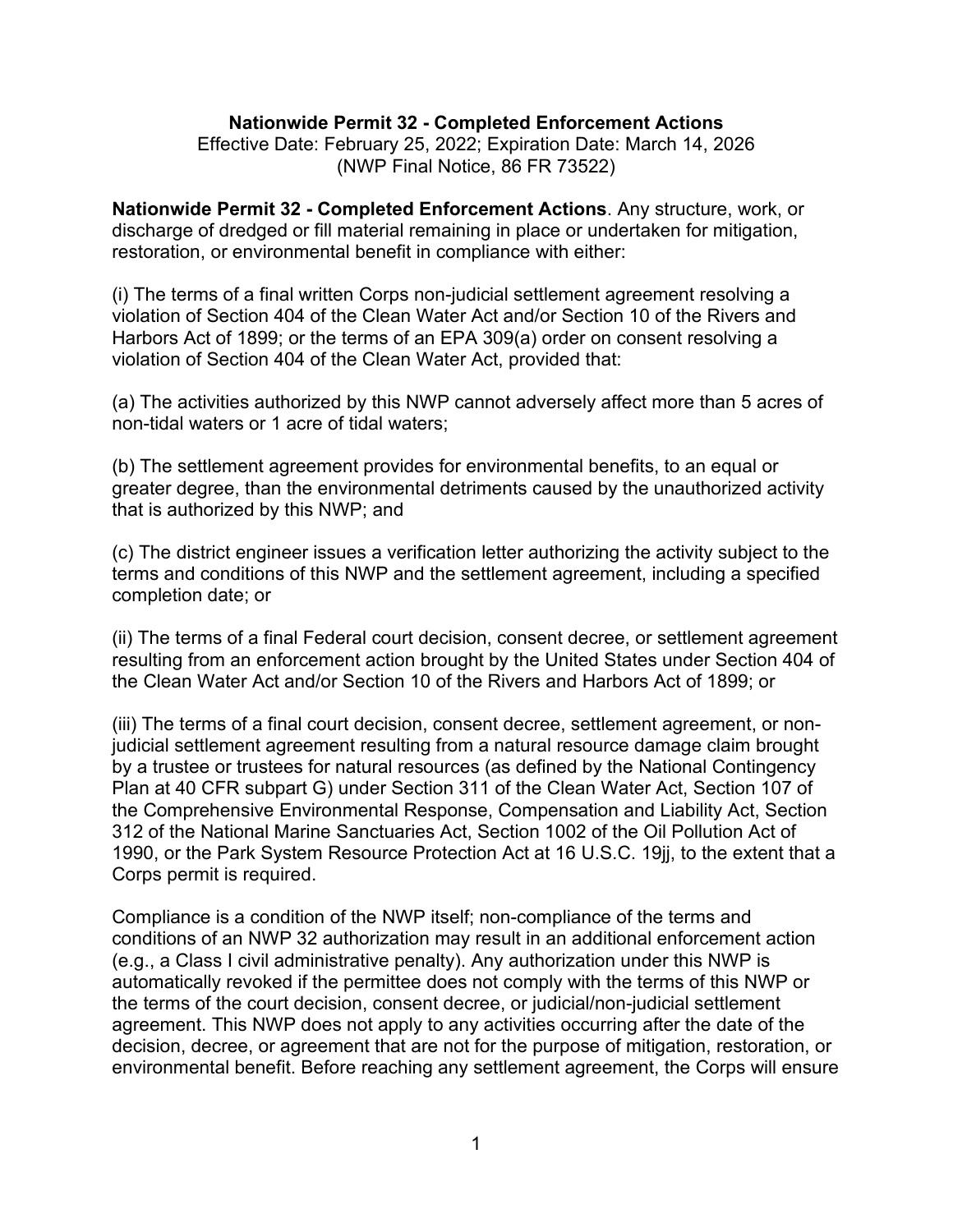**Nationwide Permit 32 - Completed Enforcement Actions**
Effective Date: February 25, 2022; Expiration Date: March 14, 2026
(NWP Final Notice, 86 FR 73522)

**Nationwide Permit 32 - Completed Enforcement Actions**. Any structure, work, or discharge of dredged or fill material remaining in place or undertaken for mitigation, restoration, or environmental benefit in compliance with either:

(i) The terms of a final written Corps non-judicial settlement agreement resolving a violation of Section 404 of the Clean Water Act and/or Section 10 of the Rivers and Harbors Act of 1899; or the terms of an EPA 309(a) order on consent resolving a violation of Section 404 of the Clean Water Act, provided that:

(a) The activities authorized by this NWP cannot adversely affect more than 5 acres of non-tidal waters or 1 acre of tidal waters;

(b) The settlement agreement provides for environmental benefits, to an equal or greater degree, than the environmental detriments caused by the unauthorized activity that is authorized by this NWP; and

(c) The district engineer issues a verification letter authorizing the activity subject to the terms and conditions of this NWP and the settlement agreement, including a specified completion date; or

(ii) The terms of a final Federal court decision, consent decree, or settlement agreement resulting from an enforcement action brought by the United States under Section 404 of the Clean Water Act and/or Section 10 of the Rivers and Harbors Act of 1899; or

(iii) The terms of a final court decision, consent decree, settlement agreement, or non-judicial settlement agreement resulting from a natural resource damage claim brought by a trustee or trustees for natural resources (as defined by the National Contingency Plan at 40 CFR subpart G) under Section 311 of the Clean Water Act, Section 107 of the Comprehensive Environmental Response, Compensation and Liability Act, Section 312 of the National Marine Sanctuaries Act, Section 1002 of the Oil Pollution Act of 1990, or the Park System Resource Protection Act at 16 U.S.C. 19jj, to the extent that a Corps permit is required.

Compliance is a condition of the NWP itself; non-compliance of the terms and conditions of an NWP 32 authorization may result in an additional enforcement action (e.g., a Class I civil administrative penalty). Any authorization under this NWP is automatically revoked if the permittee does not comply with the terms of this NWP or the terms of the court decision, consent decree, or judicial/non-judicial settlement agreement. This NWP does not apply to any activities occurring after the date of the decision, decree, or agreement that are not for the purpose of mitigation, restoration, or environmental benefit. Before reaching any settlement agreement, the Corps will ensure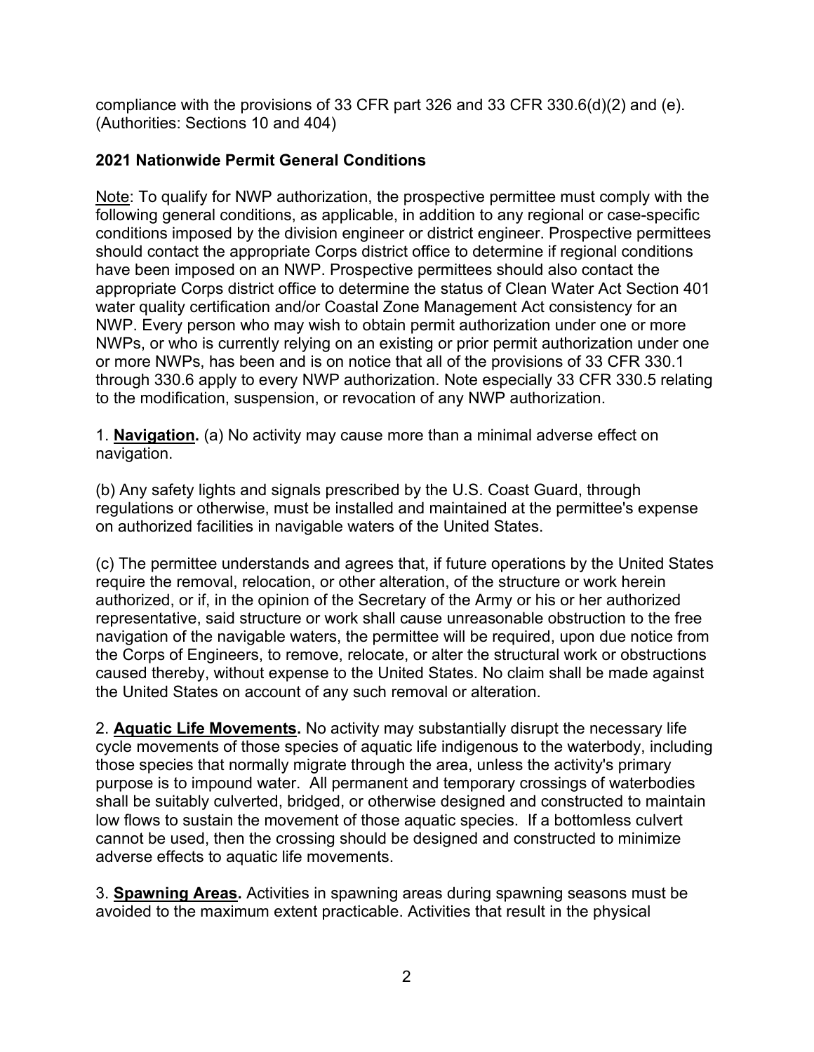compliance with the provisions of 33 CFR part 326 and 33 CFR 330.6(d)(2) and (e). (Authorities: Sections 10 and 404)

## 2021 Nationwide Permit General Conditions

Note: To qualify for NWP authorization, the prospective permittee must comply with the following general conditions, as applicable, in addition to any regional or case-specific conditions imposed by the division engineer or district engineer. Prospective permittees should contact the appropriate Corps district office to determine if regional conditions have been imposed on an NWP. Prospective permittees should also contact the appropriate Corps district office to determine the status of Clean Water Act Section 401 water quality certification and/or Coastal Zone Management Act consistency for an NWP. Every person who may wish to obtain permit authorization under one or more NWPs, or who is currently relying on an existing or prior permit authorization under one or more NWPs, has been and is on notice that all of the provisions of 33 CFR 330.1 through 330.6 apply to every NWP authorization. Note especially 33 CFR 330.5 relating to the modification, suspension, or revocation of any NWP authorization.

1. **Navigation.** (a) No activity may cause more than a minimal adverse effect on navigation.

(b) Any safety lights and signals prescribed by the U.S. Coast Guard, through regulations or otherwise, must be installed and maintained at the permittee's expense on authorized facilities in navigable waters of the United States.

(c) The permittee understands and agrees that, if future operations by the United States require the removal, relocation, or other alteration, of the structure or work herein authorized, or if, in the opinion of the Secretary of the Army or his or her authorized representative, said structure or work shall cause unreasonable obstruction to the free navigation of the navigable waters, the permittee will be required, upon due notice from the Corps of Engineers, to remove, relocate, or alter the structural work or obstructions caused thereby, without expense to the United States. No claim shall be made against the United States on account of any such removal or alteration.

2. **Aquatic Life Movements.** No activity may substantially disrupt the necessary life cycle movements of those species of aquatic life indigenous to the waterbody, including those species that normally migrate through the area, unless the activity's primary purpose is to impound water. All permanent and temporary crossings of waterbodies shall be suitably culverted, bridged, or otherwise designed and constructed to maintain low flows to sustain the movement of those aquatic species. If a bottomless culvert cannot be used, then the crossing should be designed and constructed to minimize adverse effects to aquatic life movements.

3. **Spawning Areas.** Activities in spawning areas during spawning seasons must be avoided to the maximum extent practicable. Activities that result in the physical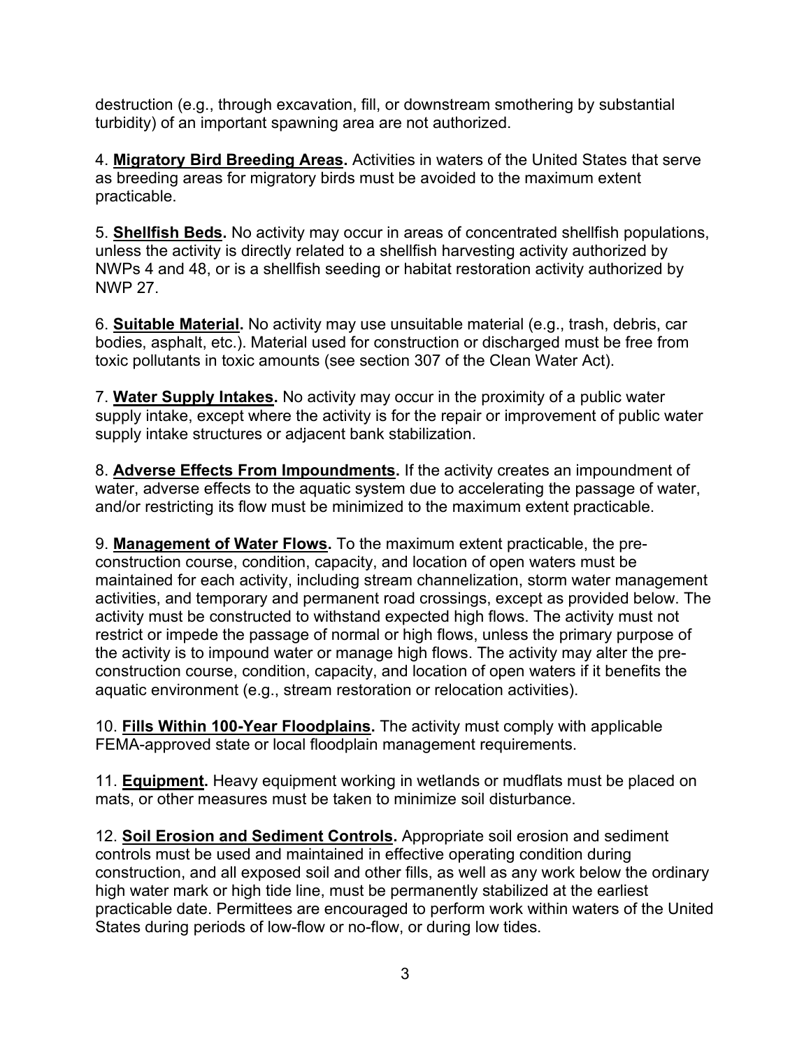destruction (e.g., through excavation, fill, or downstream smothering by substantial turbidity) of an important spawning area are not authorized.

4. **Migratory Bird Breeding Areas.** Activities in waters of the United States that serve as breeding areas for migratory birds must be avoided to the maximum extent practicable.

5. **Shellfish Beds.** No activity may occur in areas of concentrated shellfish populations, unless the activity is directly related to a shellfish harvesting activity authorized by NWPs 4 and 48, or is a shellfish seeding or habitat restoration activity authorized by NWP 27.

6. **Suitable Material.** No activity may use unsuitable material (e.g., trash, debris, car bodies, asphalt, etc.). Material used for construction or discharged must be free from toxic pollutants in toxic amounts (see section 307 of the Clean Water Act).

7. **Water Supply Intakes.** No activity may occur in the proximity of a public water supply intake, except where the activity is for the repair or improvement of public water supply intake structures or adjacent bank stabilization.

8. **Adverse Effects From Impoundments.** If the activity creates an impoundment of water, adverse effects to the aquatic system due to accelerating the passage of water, and/or restricting its flow must be minimized to the maximum extent practicable.

9. **Management of Water Flows.** To the maximum extent practicable, the pre-construction course, condition, capacity, and location of open waters must be maintained for each activity, including stream channelization, storm water management activities, and temporary and permanent road crossings, except as provided below. The activity must be constructed to withstand expected high flows. The activity must not restrict or impede the passage of normal or high flows, unless the primary purpose of the activity is to impound water or manage high flows. The activity may alter the pre-construction course, condition, capacity, and location of open waters if it benefits the aquatic environment (e.g., stream restoration or relocation activities).

10. **Fills Within 100-Year Floodplains.** The activity must comply with applicable FEMA-approved state or local floodplain management requirements.

11. **Equipment.** Heavy equipment working in wetlands or mudflats must be placed on mats, or other measures must be taken to minimize soil disturbance.

12. **Soil Erosion and Sediment Controls.** Appropriate soil erosion and sediment controls must be used and maintained in effective operating condition during construction, and all exposed soil and other fills, as well as any work below the ordinary high water mark or high tide line, must be permanently stabilized at the earliest practicable date. Permittees are encouraged to perform work within waters of the United States during periods of low-flow or no-flow, or during low tides.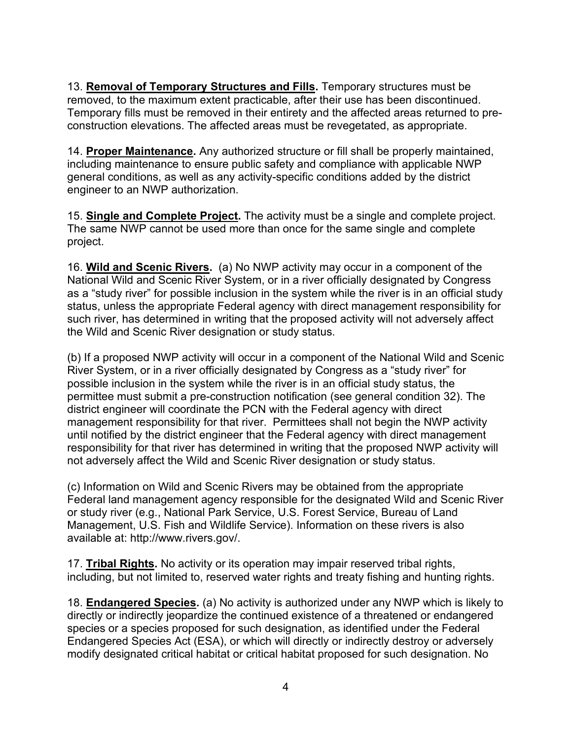13. **Removal of Temporary Structures and Fills.** Temporary structures must be removed, to the maximum extent practicable, after their use has been discontinued. Temporary fills must be removed in their entirety and the affected areas returned to pre-construction elevations. The affected areas must be revegetated, as appropriate.

14. **Proper Maintenance.** Any authorized structure or fill shall be properly maintained, including maintenance to ensure public safety and compliance with applicable NWP general conditions, as well as any activity-specific conditions added by the district engineer to an NWP authorization.

15. **Single and Complete Project.** The activity must be a single and complete project. The same NWP cannot be used more than once for the same single and complete project.

16. **Wild and Scenic Rivers.** (a) No NWP activity may occur in a component of the National Wild and Scenic River System, or in a river officially designated by Congress as a "study river" for possible inclusion in the system while the river is in an official study status, unless the appropriate Federal agency with direct management responsibility for such river, has determined in writing that the proposed activity will not adversely affect the Wild and Scenic River designation or study status.

(b) If a proposed NWP activity will occur in a component of the National Wild and Scenic River System, or in a river officially designated by Congress as a "study river" for possible inclusion in the system while the river is in an official study status, the permittee must submit a pre-construction notification (see general condition 32). The district engineer will coordinate the PCN with the Federal agency with direct management responsibility for that river. Permittees shall not begin the NWP activity until notified by the district engineer that the Federal agency with direct management responsibility for that river has determined in writing that the proposed NWP activity will not adversely affect the Wild and Scenic River designation or study status.

(c) Information on Wild and Scenic Rivers may be obtained from the appropriate Federal land management agency responsible for the designated Wild and Scenic River or study river (e.g., National Park Service, U.S. Forest Service, Bureau of Land Management, U.S. Fish and Wildlife Service). Information on these rivers is also available at: http://www.rivers.gov/.

17. **Tribal Rights.** No activity or its operation may impair reserved tribal rights, including, but not limited to, reserved water rights and treaty fishing and hunting rights.

18. **Endangered Species.** (a) No activity is authorized under any NWP which is likely to directly or indirectly jeopardize the continued existence of a threatened or endangered species or a species proposed for such designation, as identified under the Federal Endangered Species Act (ESA), or which will directly or indirectly destroy or adversely modify designated critical habitat or critical habitat proposed for such designation. No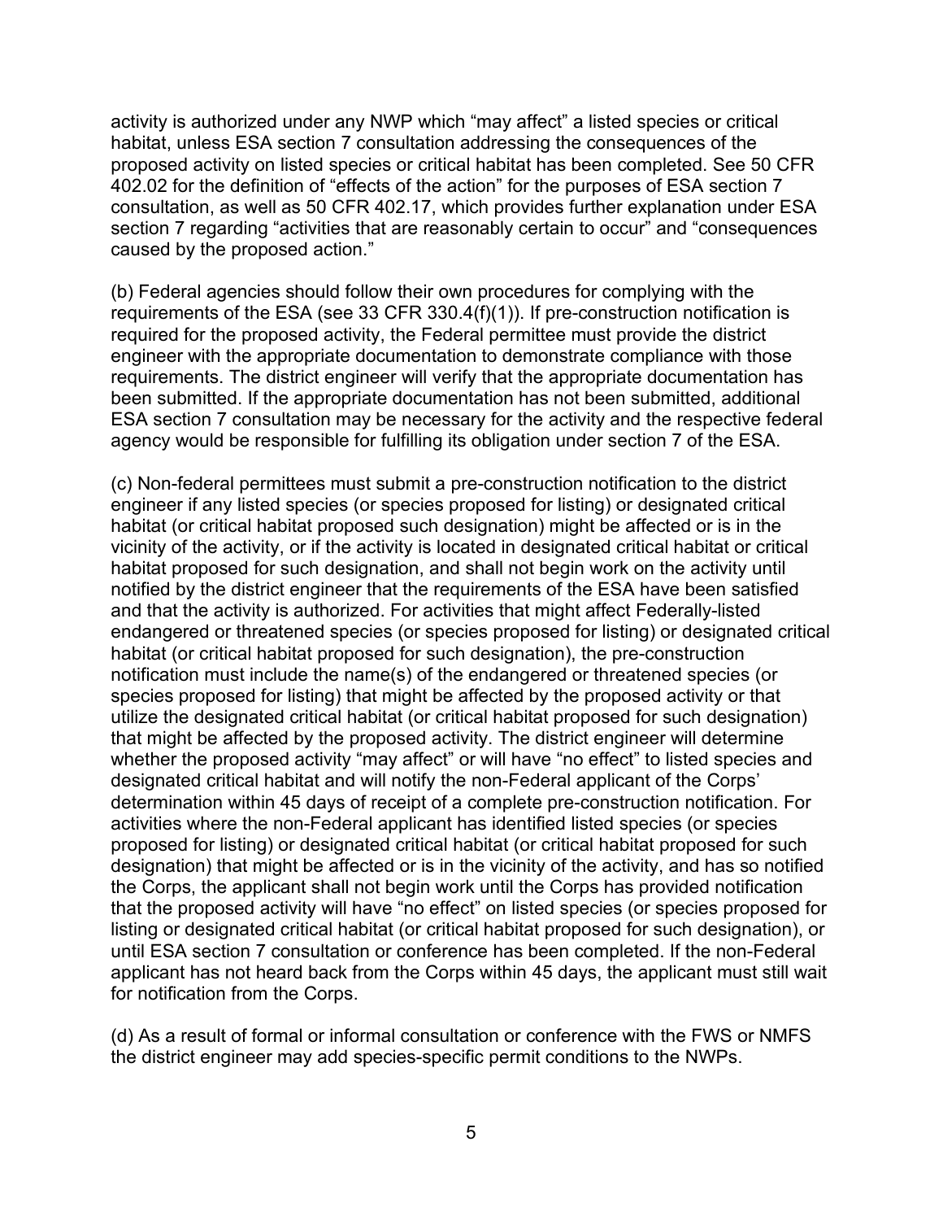activity is authorized under any NWP which "may affect" a listed species or critical habitat, unless ESA section 7 consultation addressing the consequences of the proposed activity on listed species or critical habitat has been completed. See 50 CFR 402.02 for the definition of "effects of the action" for the purposes of ESA section 7 consultation, as well as 50 CFR 402.17, which provides further explanation under ESA section 7 regarding "activities that are reasonably certain to occur" and "consequences caused by the proposed action."

(b) Federal agencies should follow their own procedures for complying with the requirements of the ESA (see 33 CFR 330.4(f)(1)). If pre-construction notification is required for the proposed activity, the Federal permittee must provide the district engineer with the appropriate documentation to demonstrate compliance with those requirements. The district engineer will verify that the appropriate documentation has been submitted. If the appropriate documentation has not been submitted, additional ESA section 7 consultation may be necessary for the activity and the respective federal agency would be responsible for fulfilling its obligation under section 7 of the ESA.

(c) Non-federal permittees must submit a pre-construction notification to the district engineer if any listed species (or species proposed for listing) or designated critical habitat (or critical habitat proposed such designation) might be affected or is in the vicinity of the activity, or if the activity is located in designated critical habitat or critical habitat proposed for such designation, and shall not begin work on the activity until notified by the district engineer that the requirements of the ESA have been satisfied and that the activity is authorized. For activities that might affect Federally-listed endangered or threatened species (or species proposed for listing) or designated critical habitat (or critical habitat proposed for such designation), the pre-construction notification must include the name(s) of the endangered or threatened species (or species proposed for listing) that might be affected by the proposed activity or that utilize the designated critical habitat (or critical habitat proposed for such designation) that might be affected by the proposed activity. The district engineer will determine whether the proposed activity "may affect" or will have "no effect" to listed species and designated critical habitat and will notify the non-Federal applicant of the Corps' determination within 45 days of receipt of a complete pre-construction notification. For activities where the non-Federal applicant has identified listed species (or species proposed for listing) or designated critical habitat (or critical habitat proposed for such designation) that might be affected or is in the vicinity of the activity, and has so notified the Corps, the applicant shall not begin work until the Corps has provided notification that the proposed activity will have "no effect" on listed species (or species proposed for listing or designated critical habitat (or critical habitat proposed for such designation), or until ESA section 7 consultation or conference has been completed. If the non-Federal applicant has not heard back from the Corps within 45 days, the applicant must still wait for notification from the Corps.

(d) As a result of formal or informal consultation or conference with the FWS or NMFS the district engineer may add species-specific permit conditions to the NWPs.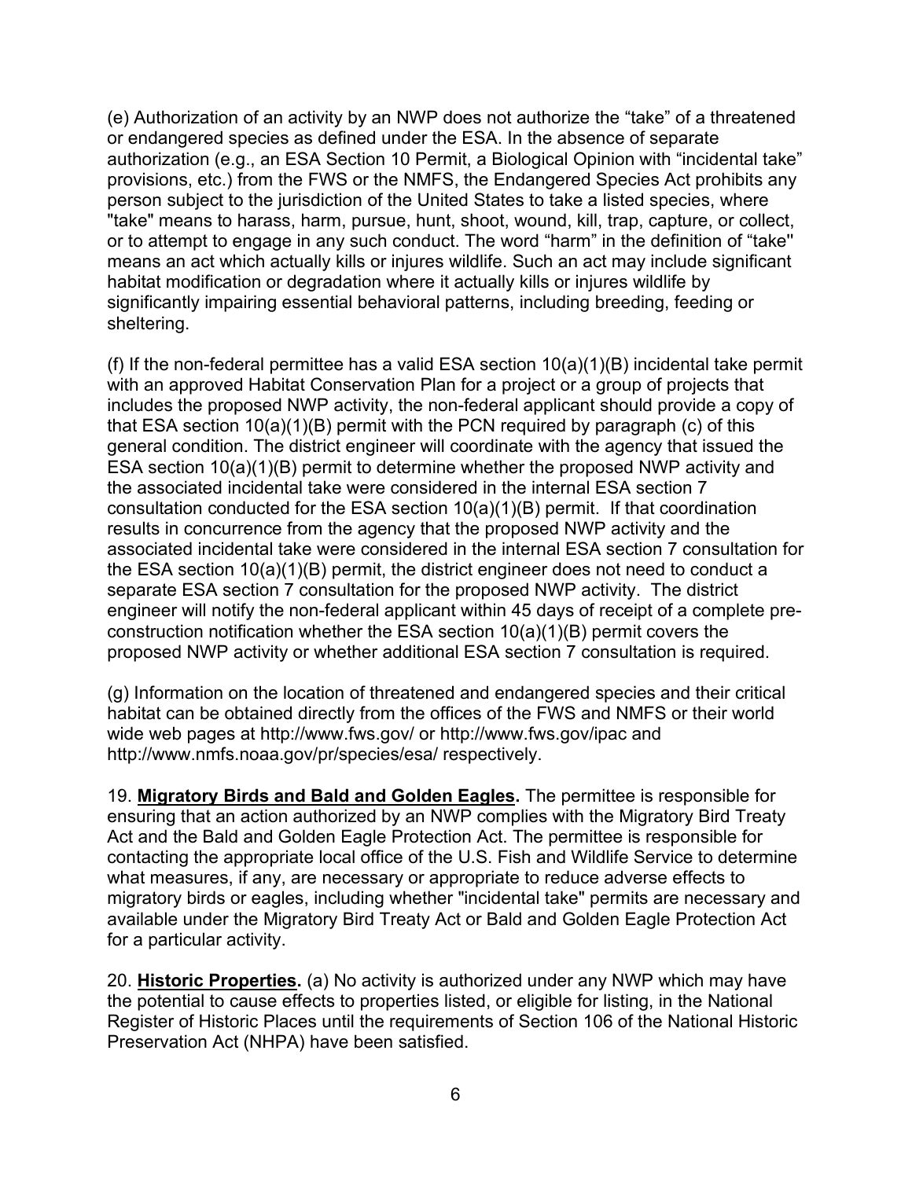(e) Authorization of an activity by an NWP does not authorize the “take” of a threatened or endangered species as defined under the ESA. In the absence of separate authorization (e.g., an ESA Section 10 Permit, a Biological Opinion with “incidental take” provisions, etc.) from the FWS or the NMFS, the Endangered Species Act prohibits any person subject to the jurisdiction of the United States to take a listed species, where "take" means to harass, harm, pursue, hunt, shoot, wound, kill, trap, capture, or collect, or to attempt to engage in any such conduct. The word “harm” in the definition of “take'' means an act which actually kills or injures wildlife. Such an act may include significant habitat modification or degradation where it actually kills or injures wildlife by significantly impairing essential behavioral patterns, including breeding, feeding or sheltering.

(f) If the non-federal permittee has a valid ESA section 10(a)(1)(B) incidental take permit with an approved Habitat Conservation Plan for a project or a group of projects that includes the proposed NWP activity, the non-federal applicant should provide a copy of that ESA section 10(a)(1)(B) permit with the PCN required by paragraph (c) of this general condition. The district engineer will coordinate with the agency that issued the ESA section 10(a)(1)(B) permit to determine whether the proposed NWP activity and the associated incidental take were considered in the internal ESA section 7 consultation conducted for the ESA section 10(a)(1)(B) permit. If that coordination results in concurrence from the agency that the proposed NWP activity and the associated incidental take were considered in the internal ESA section 7 consultation for the ESA section 10(a)(1)(B) permit, the district engineer does not need to conduct a separate ESA section 7 consultation for the proposed NWP activity. The district engineer will notify the non-federal applicant within 45 days of receipt of a complete pre-construction notification whether the ESA section 10(a)(1)(B) permit covers the proposed NWP activity or whether additional ESA section 7 consultation is required.

(g) Information on the location of threatened and endangered species and their critical habitat can be obtained directly from the offices of the FWS and NMFS or their world wide web pages at http://www.fws.gov/ or http://www.fws.gov/ipac and http://www.nmfs.noaa.gov/pr/species/esa/ respectively.

19. **Migratory Birds and Bald and Golden Eagles.** The permittee is responsible for ensuring that an action authorized by an NWP complies with the Migratory Bird Treaty Act and the Bald and Golden Eagle Protection Act. The permittee is responsible for contacting the appropriate local office of the U.S. Fish and Wildlife Service to determine what measures, if any, are necessary or appropriate to reduce adverse effects to migratory birds or eagles, including whether "incidental take" permits are necessary and available under the Migratory Bird Treaty Act or Bald and Golden Eagle Protection Act for a particular activity.

20. **Historic Properties.** (a) No activity is authorized under any NWP which may have the potential to cause effects to properties listed, or eligible for listing, in the National Register of Historic Places until the requirements of Section 106 of the National Historic Preservation Act (NHPA) have been satisfied.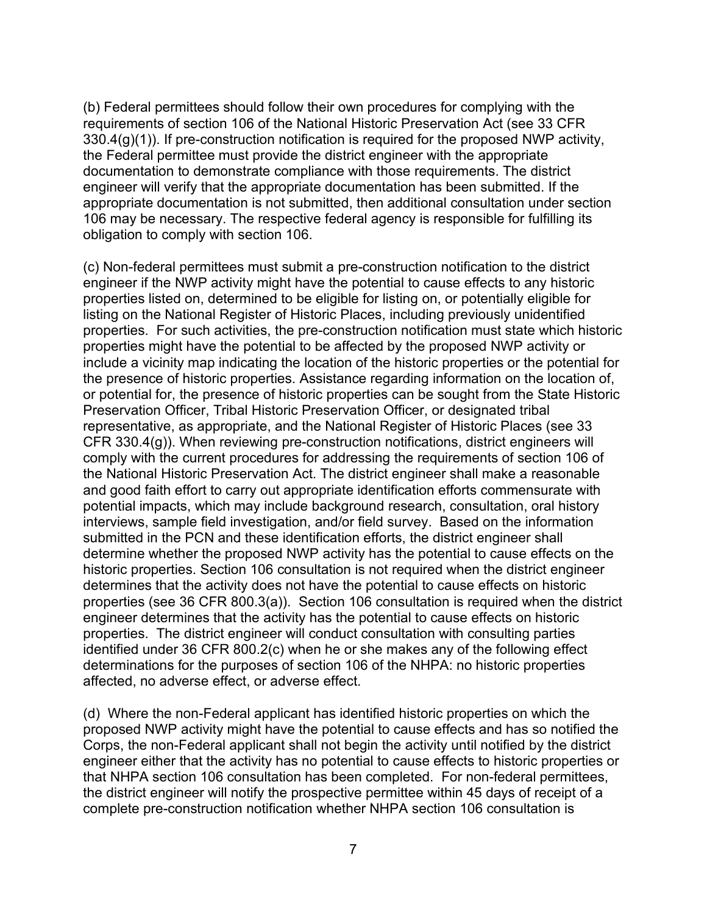(b) Federal permittees should follow their own procedures for complying with the requirements of section 106 of the National Historic Preservation Act (see 33 CFR 330.4(g)(1)). If pre-construction notification is required for the proposed NWP activity, the Federal permittee must provide the district engineer with the appropriate documentation to demonstrate compliance with those requirements. The district engineer will verify that the appropriate documentation has been submitted. If the appropriate documentation is not submitted, then additional consultation under section 106 may be necessary. The respective federal agency is responsible for fulfilling its obligation to comply with section 106.

(c) Non-federal permittees must submit a pre-construction notification to the district engineer if the NWP activity might have the potential to cause effects to any historic properties listed on, determined to be eligible for listing on, or potentially eligible for listing on the National Register of Historic Places, including previously unidentified properties. For such activities, the pre-construction notification must state which historic properties might have the potential to be affected by the proposed NWP activity or include a vicinity map indicating the location of the historic properties or the potential for the presence of historic properties. Assistance regarding information on the location of, or potential for, the presence of historic properties can be sought from the State Historic Preservation Officer, Tribal Historic Preservation Officer, or designated tribal representative, as appropriate, and the National Register of Historic Places (see 33 CFR 330.4(g)). When reviewing pre-construction notifications, district engineers will comply with the current procedures for addressing the requirements of section 106 of the National Historic Preservation Act. The district engineer shall make a reasonable and good faith effort to carry out appropriate identification efforts commensurate with potential impacts, which may include background research, consultation, oral history interviews, sample field investigation, and/or field survey. Based on the information submitted in the PCN and these identification efforts, the district engineer shall determine whether the proposed NWP activity has the potential to cause effects on the historic properties. Section 106 consultation is not required when the district engineer determines that the activity does not have the potential to cause effects on historic properties (see 36 CFR 800.3(a)). Section 106 consultation is required when the district engineer determines that the activity has the potential to cause effects on historic properties. The district engineer will conduct consultation with consulting parties identified under 36 CFR 800.2(c) when he or she makes any of the following effect determinations for the purposes of section 106 of the NHPA: no historic properties affected, no adverse effect, or adverse effect.

(d) Where the non-Federal applicant has identified historic properties on which the proposed NWP activity might have the potential to cause effects and has so notified the Corps, the non-Federal applicant shall not begin the activity until notified by the district engineer either that the activity has no potential to cause effects to historic properties or that NHPA section 106 consultation has been completed. For non-federal permittees, the district engineer will notify the prospective permittee within 45 days of receipt of a complete pre-construction notification whether NHPA section 106 consultation is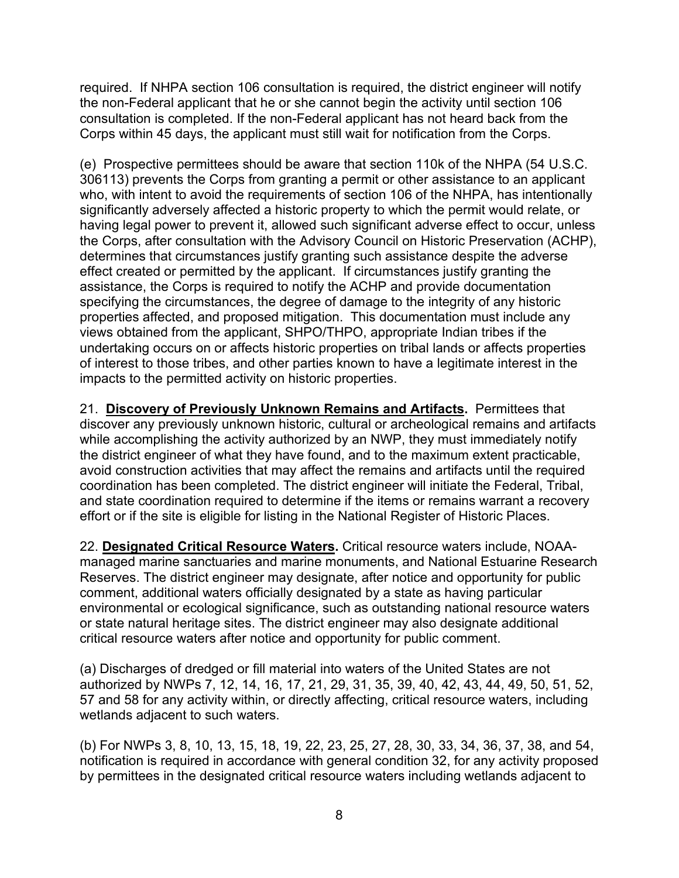required. If NHPA section 106 consultation is required, the district engineer will notify the non-Federal applicant that he or she cannot begin the activity until section 106 consultation is completed. If the non-Federal applicant has not heard back from the Corps within 45 days, the applicant must still wait for notification from the Corps.

(e) Prospective permittees should be aware that section 110k of the NHPA (54 U.S.C. 306113) prevents the Corps from granting a permit or other assistance to an applicant who, with intent to avoid the requirements of section 106 of the NHPA, has intentionally significantly adversely affected a historic property to which the permit would relate, or having legal power to prevent it, allowed such significant adverse effect to occur, unless the Corps, after consultation with the Advisory Council on Historic Preservation (ACHP), determines that circumstances justify granting such assistance despite the adverse effect created or permitted by the applicant. If circumstances justify granting the assistance, the Corps is required to notify the ACHP and provide documentation specifying the circumstances, the degree of damage to the integrity of any historic properties affected, and proposed mitigation. This documentation must include any views obtained from the applicant, SHPO/THPO, appropriate Indian tribes if the undertaking occurs on or affects historic properties on tribal lands or affects properties of interest to those tribes, and other parties known to have a legitimate interest in the impacts to the permitted activity on historic properties.

21. **Discovery of Previously Unknown Remains and Artifacts.** Permittees that discover any previously unknown historic, cultural or archeological remains and artifacts while accomplishing the activity authorized by an NWP, they must immediately notify the district engineer of what they have found, and to the maximum extent practicable, avoid construction activities that may affect the remains and artifacts until the required coordination has been completed. The district engineer will initiate the Federal, Tribal, and state coordination required to determine if the items or remains warrant a recovery effort or if the site is eligible for listing in the National Register of Historic Places.

22. **Designated Critical Resource Waters.** Critical resource waters include, NOAA-managed marine sanctuaries and marine monuments, and National Estuarine Research Reserves. The district engineer may designate, after notice and opportunity for public comment, additional waters officially designated by a state as having particular environmental or ecological significance, such as outstanding national resource waters or state natural heritage sites. The district engineer may also designate additional critical resource waters after notice and opportunity for public comment.

(a) Discharges of dredged or fill material into waters of the United States are not authorized by NWPs 7, 12, 14, 16, 17, 21, 29, 31, 35, 39, 40, 42, 43, 44, 49, 50, 51, 52, 57 and 58 for any activity within, or directly affecting, critical resource waters, including wetlands adjacent to such waters.

(b) For NWPs 3, 8, 10, 13, 15, 18, 19, 22, 23, 25, 27, 28, 30, 33, 34, 36, 37, 38, and 54, notification is required in accordance with general condition 32, for any activity proposed by permittees in the designated critical resource waters including wetlands adjacent to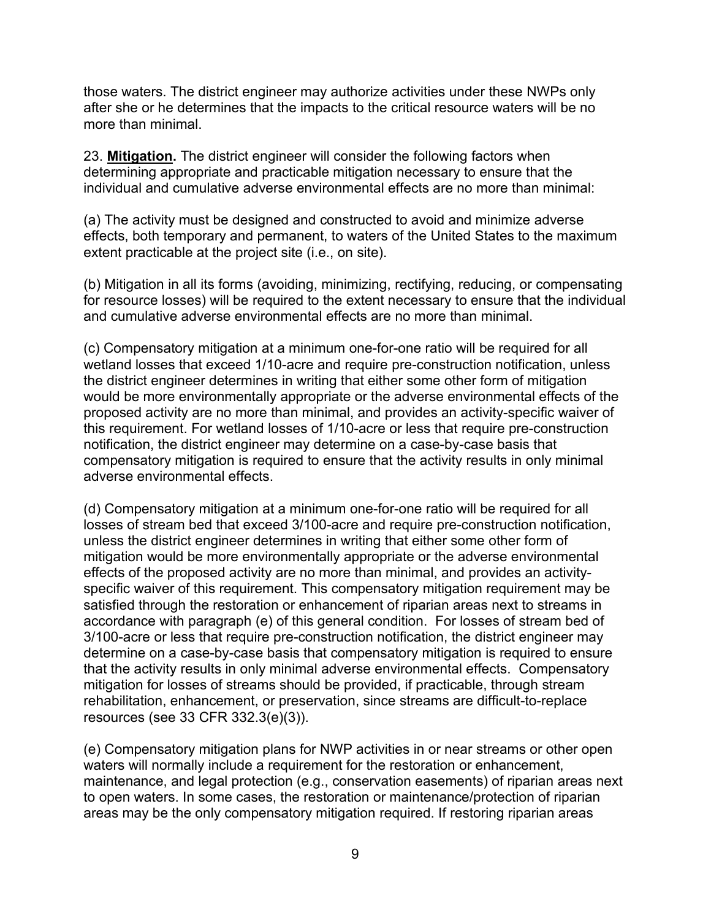those waters. The district engineer may authorize activities under these NWPs only after she or he determines that the impacts to the critical resource waters will be no more than minimal.

23. **Mitigation.** The district engineer will consider the following factors when determining appropriate and practicable mitigation necessary to ensure that the individual and cumulative adverse environmental effects are no more than minimal:

(a) The activity must be designed and constructed to avoid and minimize adverse effects, both temporary and permanent, to waters of the United States to the maximum extent practicable at the project site (i.e., on site).

(b) Mitigation in all its forms (avoiding, minimizing, rectifying, reducing, or compensating for resource losses) will be required to the extent necessary to ensure that the individual and cumulative adverse environmental effects are no more than minimal.

(c) Compensatory mitigation at a minimum one-for-one ratio will be required for all wetland losses that exceed 1/10-acre and require pre-construction notification, unless the district engineer determines in writing that either some other form of mitigation would be more environmentally appropriate or the adverse environmental effects of the proposed activity are no more than minimal, and provides an activity-specific waiver of this requirement. For wetland losses of 1/10-acre or less that require pre-construction notification, the district engineer may determine on a case-by-case basis that compensatory mitigation is required to ensure that the activity results in only minimal adverse environmental effects.

(d) Compensatory mitigation at a minimum one-for-one ratio will be required for all losses of stream bed that exceed 3/100-acre and require pre-construction notification, unless the district engineer determines in writing that either some other form of mitigation would be more environmentally appropriate or the adverse environmental effects of the proposed activity are no more than minimal, and provides an activity-specific waiver of this requirement. This compensatory mitigation requirement may be satisfied through the restoration or enhancement of riparian areas next to streams in accordance with paragraph (e) of this general condition. For losses of stream bed of 3/100-acre or less that require pre-construction notification, the district engineer may determine on a case-by-case basis that compensatory mitigation is required to ensure that the activity results in only minimal adverse environmental effects. Compensatory mitigation for losses of streams should be provided, if practicable, through stream rehabilitation, enhancement, or preservation, since streams are difficult-to-replace resources (see 33 CFR 332.3(e)(3)).

(e) Compensatory mitigation plans for NWP activities in or near streams or other open waters will normally include a requirement for the restoration or enhancement, maintenance, and legal protection (e.g., conservation easements) of riparian areas next to open waters. In some cases, the restoration or maintenance/protection of riparian areas may be the only compensatory mitigation required. If restoring riparian areas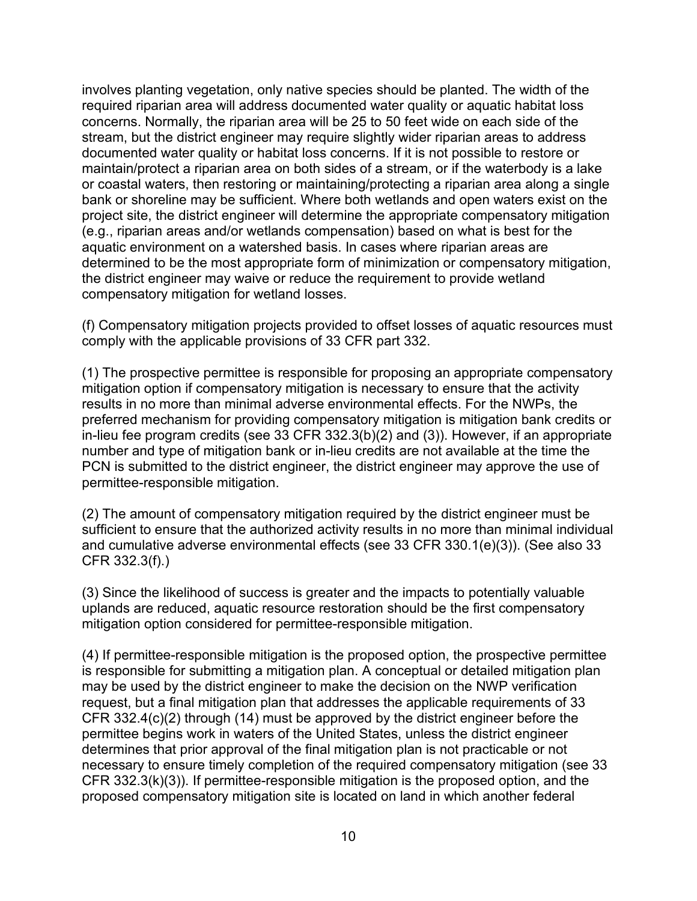involves planting vegetation, only native species should be planted. The width of the required riparian area will address documented water quality or aquatic habitat loss concerns. Normally, the riparian area will be 25 to 50 feet wide on each side of the stream, but the district engineer may require slightly wider riparian areas to address documented water quality or habitat loss concerns. If it is not possible to restore or maintain/protect a riparian area on both sides of a stream, or if the waterbody is a lake or coastal waters, then restoring or maintaining/protecting a riparian area along a single bank or shoreline may be sufficient. Where both wetlands and open waters exist on the project site, the district engineer will determine the appropriate compensatory mitigation (e.g., riparian areas and/or wetlands compensation) based on what is best for the aquatic environment on a watershed basis. In cases where riparian areas are determined to be the most appropriate form of minimization or compensatory mitigation, the district engineer may waive or reduce the requirement to provide wetland compensatory mitigation for wetland losses.

(f) Compensatory mitigation projects provided to offset losses of aquatic resources must comply with the applicable provisions of 33 CFR part 332.

(1) The prospective permittee is responsible for proposing an appropriate compensatory mitigation option if compensatory mitigation is necessary to ensure that the activity results in no more than minimal adverse environmental effects. For the NWPs, the preferred mechanism for providing compensatory mitigation is mitigation bank credits or in-lieu fee program credits (see 33 CFR 332.3(b)(2) and (3)). However, if an appropriate number and type of mitigation bank or in-lieu credits are not available at the time the PCN is submitted to the district engineer, the district engineer may approve the use of permittee-responsible mitigation.

(2) The amount of compensatory mitigation required by the district engineer must be sufficient to ensure that the authorized activity results in no more than minimal individual and cumulative adverse environmental effects (see 33 CFR 330.1(e)(3)). (See also 33 CFR 332.3(f).)

(3) Since the likelihood of success is greater and the impacts to potentially valuable uplands are reduced, aquatic resource restoration should be the first compensatory mitigation option considered for permittee-responsible mitigation.

(4) If permittee-responsible mitigation is the proposed option, the prospective permittee is responsible for submitting a mitigation plan. A conceptual or detailed mitigation plan may be used by the district engineer to make the decision on the NWP verification request, but a final mitigation plan that addresses the applicable requirements of 33 CFR 332.4(c)(2) through (14) must be approved by the district engineer before the permittee begins work in waters of the United States, unless the district engineer determines that prior approval of the final mitigation plan is not practicable or not necessary to ensure timely completion of the required compensatory mitigation (see 33 CFR 332.3(k)(3)). If permittee-responsible mitigation is the proposed option, and the proposed compensatory mitigation site is located on land in which another federal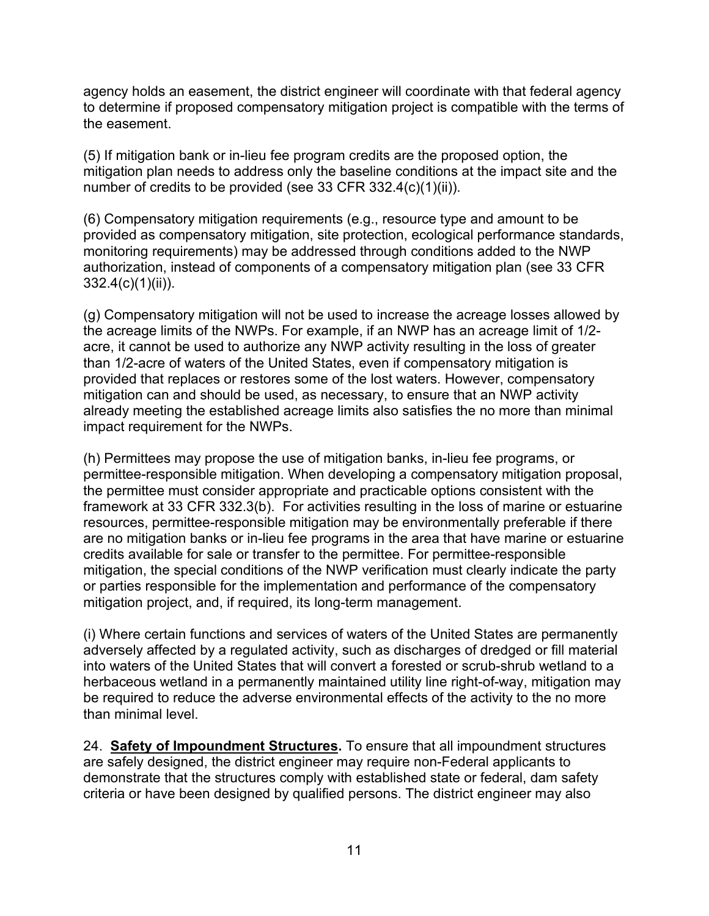agency holds an easement, the district engineer will coordinate with that federal agency to determine if proposed compensatory mitigation project is compatible with the terms of the easement.

(5) If mitigation bank or in-lieu fee program credits are the proposed option, the mitigation plan needs to address only the baseline conditions at the impact site and the number of credits to be provided (see 33 CFR 332.4(c)(1)(ii)).

(6) Compensatory mitigation requirements (e.g., resource type and amount to be provided as compensatory mitigation, site protection, ecological performance standards, monitoring requirements) may be addressed through conditions added to the NWP authorization, instead of components of a compensatory mitigation plan (see 33 CFR 332.4(c)(1)(ii)).

(g) Compensatory mitigation will not be used to increase the acreage losses allowed by the acreage limits of the NWPs. For example, if an NWP has an acreage limit of 1/2-acre, it cannot be used to authorize any NWP activity resulting in the loss of greater than 1/2-acre of waters of the United States, even if compensatory mitigation is provided that replaces or restores some of the lost waters. However, compensatory mitigation can and should be used, as necessary, to ensure that an NWP activity already meeting the established acreage limits also satisfies the no more than minimal impact requirement for the NWPs.

(h) Permittees may propose the use of mitigation banks, in-lieu fee programs, or permittee-responsible mitigation. When developing a compensatory mitigation proposal, the permittee must consider appropriate and practicable options consistent with the framework at 33 CFR 332.3(b). For activities resulting in the loss of marine or estuarine resources, permittee-responsible mitigation may be environmentally preferable if there are no mitigation banks or in-lieu fee programs in the area that have marine or estuarine credits available for sale or transfer to the permittee. For permittee-responsible mitigation, the special conditions of the NWP verification must clearly indicate the party or parties responsible for the implementation and performance of the compensatory mitigation project, and, if required, its long-term management.

(i) Where certain functions and services of waters of the United States are permanently adversely affected by a regulated activity, such as discharges of dredged or fill material into waters of the United States that will convert a forested or scrub-shrub wetland to a herbaceous wetland in a permanently maintained utility line right-of-way, mitigation may be required to reduce the adverse environmental effects of the activity to the no more than minimal level.

24. **Safety of Impoundment Structures.** To ensure that all impoundment structures are safely designed, the district engineer may require non-Federal applicants to demonstrate that the structures comply with established state or federal, dam safety criteria or have been designed by qualified persons. The district engineer may also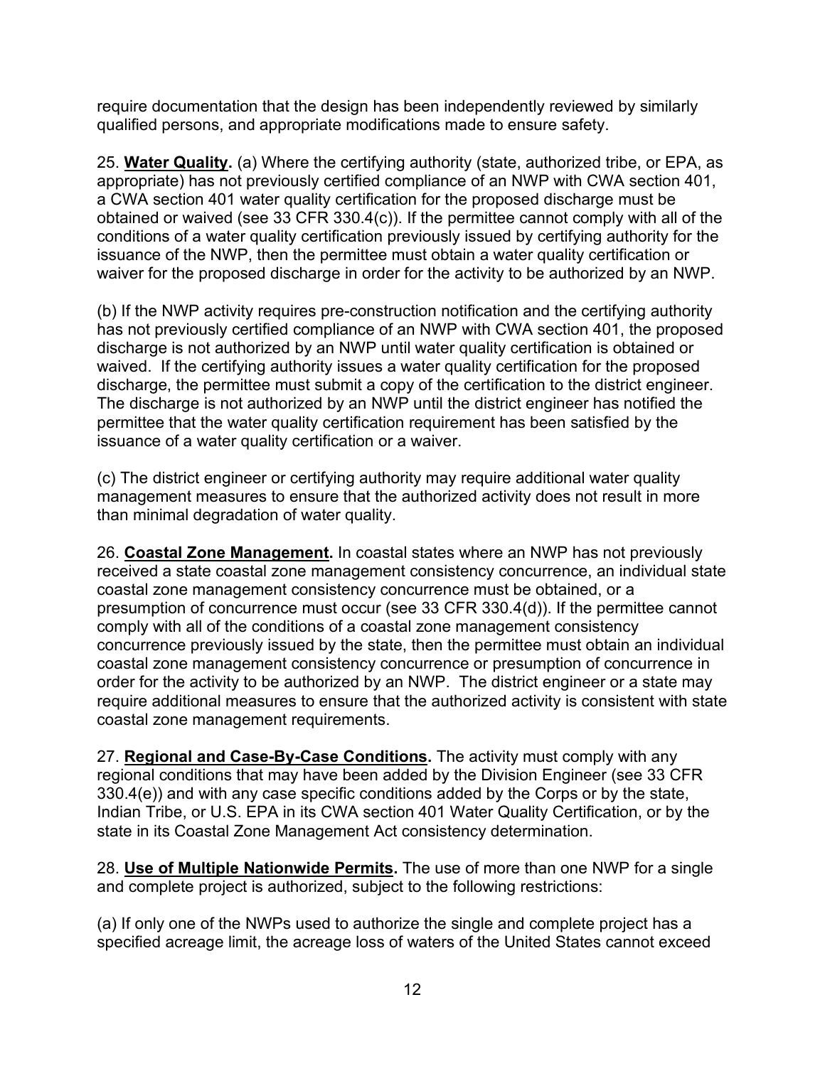require documentation that the design has been independently reviewed by similarly qualified persons, and appropriate modifications made to ensure safety.

25. **Water Quality.** (a) Where the certifying authority (state, authorized tribe, or EPA, as appropriate) has not previously certified compliance of an NWP with CWA section 401, a CWA section 401 water quality certification for the proposed discharge must be obtained or waived (see 33 CFR 330.4(c)). If the permittee cannot comply with all of the conditions of a water quality certification previously issued by certifying authority for the issuance of the NWP, then the permittee must obtain a water quality certification or waiver for the proposed discharge in order for the activity to be authorized by an NWP.

(b) If the NWP activity requires pre-construction notification and the certifying authority has not previously certified compliance of an NWP with CWA section 401, the proposed discharge is not authorized by an NWP until water quality certification is obtained or waived. If the certifying authority issues a water quality certification for the proposed discharge, the permittee must submit a copy of the certification to the district engineer. The discharge is not authorized by an NWP until the district engineer has notified the permittee that the water quality certification requirement has been satisfied by the issuance of a water quality certification or a waiver.

(c) The district engineer or certifying authority may require additional water quality management measures to ensure that the authorized activity does not result in more than minimal degradation of water quality.

26. **Coastal Zone Management.** In coastal states where an NWP has not previously received a state coastal zone management consistency concurrence, an individual state coastal zone management consistency concurrence must be obtained, or a presumption of concurrence must occur (see 33 CFR 330.4(d)). If the permittee cannot comply with all of the conditions of a coastal zone management consistency concurrence previously issued by the state, then the permittee must obtain an individual coastal zone management consistency concurrence or presumption of concurrence in order for the activity to be authorized by an NWP. The district engineer or a state may require additional measures to ensure that the authorized activity is consistent with state coastal zone management requirements.

27. **Regional and Case-By-Case Conditions.** The activity must comply with any regional conditions that may have been added by the Division Engineer (see 33 CFR 330.4(e)) and with any case specific conditions added by the Corps or by the state, Indian Tribe, or U.S. EPA in its CWA section 401 Water Quality Certification, or by the state in its Coastal Zone Management Act consistency determination.

28. **Use of Multiple Nationwide Permits.** The use of more than one NWP for a single and complete project is authorized, subject to the following restrictions:

(a) If only one of the NWPs used to authorize the single and complete project has a specified acreage limit, the acreage loss of waters of the United States cannot exceed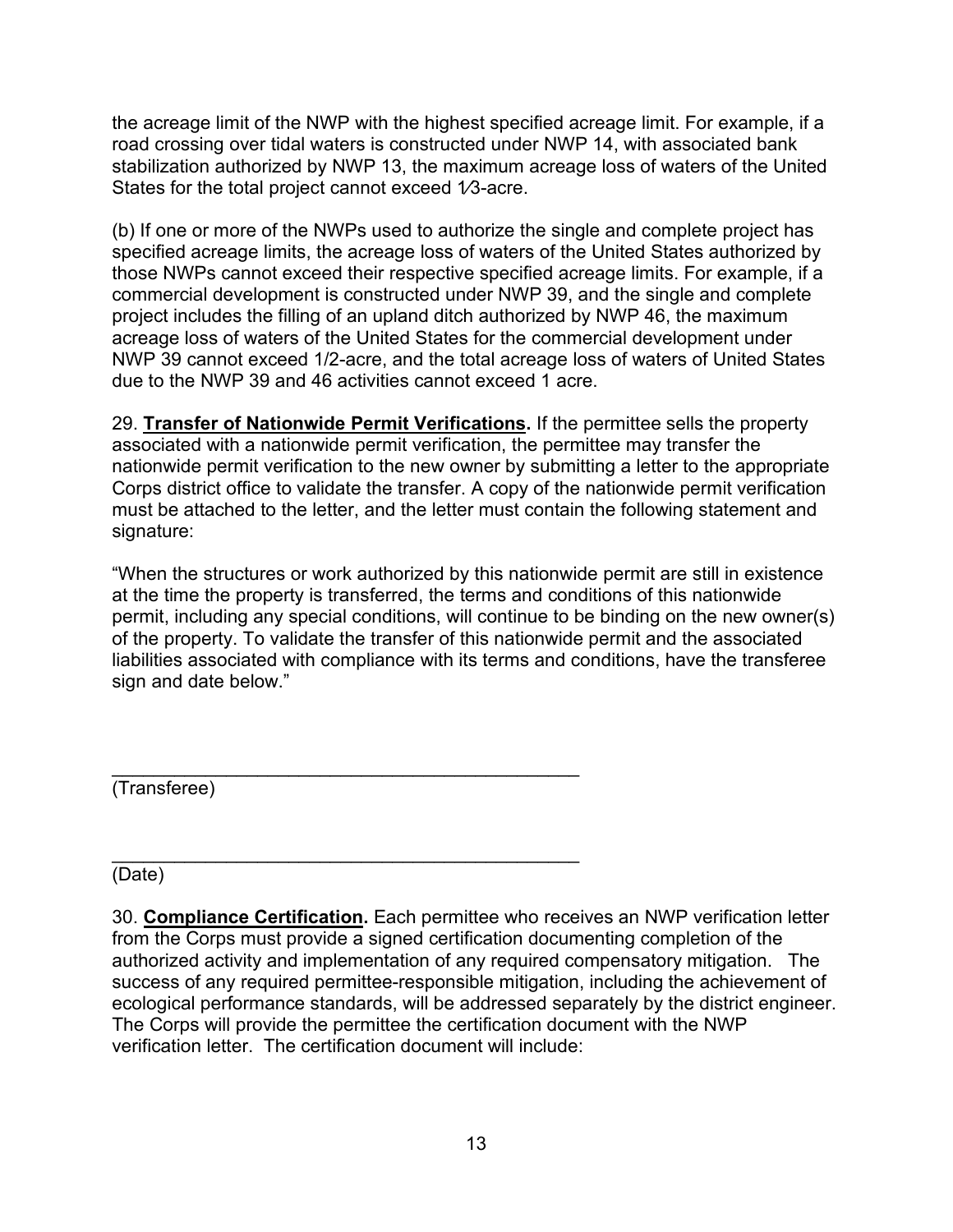the acreage limit of the NWP with the highest specified acreage limit. For example, if a road crossing over tidal waters is constructed under NWP 14, with associated bank stabilization authorized by NWP 13, the maximum acreage loss of waters of the United States for the total project cannot exceed 1⁄3-acre.

(b) If one or more of the NWPs used to authorize the single and complete project has specified acreage limits, the acreage loss of waters of the United States authorized by those NWPs cannot exceed their respective specified acreage limits. For example, if a commercial development is constructed under NWP 39, and the single and complete project includes the filling of an upland ditch authorized by NWP 46, the maximum acreage loss of waters of the United States for the commercial development under NWP 39 cannot exceed 1/2-acre, and the total acreage loss of waters of United States due to the NWP 39 and 46 activities cannot exceed 1 acre.

29. **Transfer of Nationwide Permit Verifications.** If the permittee sells the property associated with a nationwide permit verification, the permittee may transfer the nationwide permit verification to the new owner by submitting a letter to the appropriate Corps district office to validate the transfer. A copy of the nationwide permit verification must be attached to the letter, and the letter must contain the following statement and signature:

"When the structures or work authorized by this nationwide permit are still in existence at the time the property is transferred, the terms and conditions of this nationwide permit, including any special conditions, will continue to be binding on the new owner(s) of the property. To validate the transfer of this nationwide permit and the associated liabilities associated with compliance with its terms and conditions, have the transferee sign and date below."

_______________________________________________
(Transferee)

_______________________________________________
(Date)

30. **Compliance Certification.** Each permittee who receives an NWP verification letter from the Corps must provide a signed certification documenting completion of the authorized activity and implementation of any required compensatory mitigation. The success of any required permittee-responsible mitigation, including the achievement of ecological performance standards, will be addressed separately by the district engineer. The Corps will provide the permittee the certification document with the NWP verification letter. The certification document will include: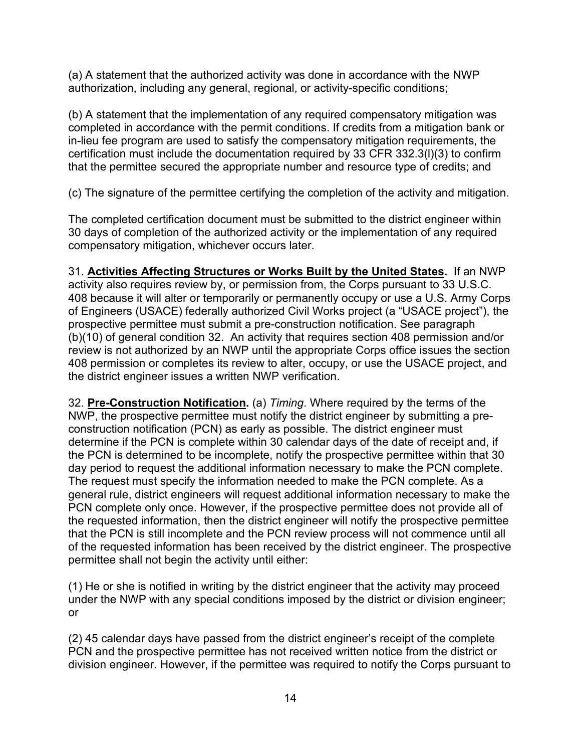(a) A statement that the authorized activity was done in accordance with the NWP authorization, including any general, regional, or activity-specific conditions;

(b) A statement that the implementation of any required compensatory mitigation was completed in accordance with the permit conditions. If credits from a mitigation bank or in-lieu fee program are used to satisfy the compensatory mitigation requirements, the certification must include the documentation required by 33 CFR 332.3(l)(3) to confirm that the permittee secured the appropriate number and resource type of credits; and

(c) The signature of the permittee certifying the completion of the activity and mitigation.

The completed certification document must be submitted to the district engineer within 30 days of completion of the authorized activity or the implementation of any required compensatory mitigation, whichever occurs later.

31. **Activities Affecting Structures or Works Built by the United States.** If an NWP activity also requires review by, or permission from, the Corps pursuant to 33 U.S.C. 408 because it will alter or temporarily or permanently occupy or use a U.S. Army Corps of Engineers (USACE) federally authorized Civil Works project (a "USACE project"), the prospective permittee must submit a pre-construction notification. See paragraph (b)(10) of general condition 32. An activity that requires section 408 permission and/or review is not authorized by an NWP until the appropriate Corps office issues the section 408 permission or completes its review to alter, occupy, or use the USACE project, and the district engineer issues a written NWP verification.

32. **Pre-Construction Notification.** (a) *Timing*. Where required by the terms of the NWP, the prospective permittee must notify the district engineer by submitting a pre-construction notification (PCN) as early as possible. The district engineer must determine if the PCN is complete within 30 calendar days of the date of receipt and, if the PCN is determined to be incomplete, notify the prospective permittee within that 30 day period to request the additional information necessary to make the PCN complete. The request must specify the information needed to make the PCN complete. As a general rule, district engineers will request additional information necessary to make the PCN complete only once. However, if the prospective permittee does not provide all of the requested information, then the district engineer will notify the prospective permittee that the PCN is still incomplete and the PCN review process will not commence until all of the requested information has been received by the district engineer. The prospective permittee shall not begin the activity until either:

(1) He or she is notified in writing by the district engineer that the activity may proceed under the NWP with any special conditions imposed by the district or division engineer; or

(2) 45 calendar days have passed from the district engineer's receipt of the complete PCN and the prospective permittee has not received written notice from the district or division engineer. However, if the permittee was required to notify the Corps pursuant to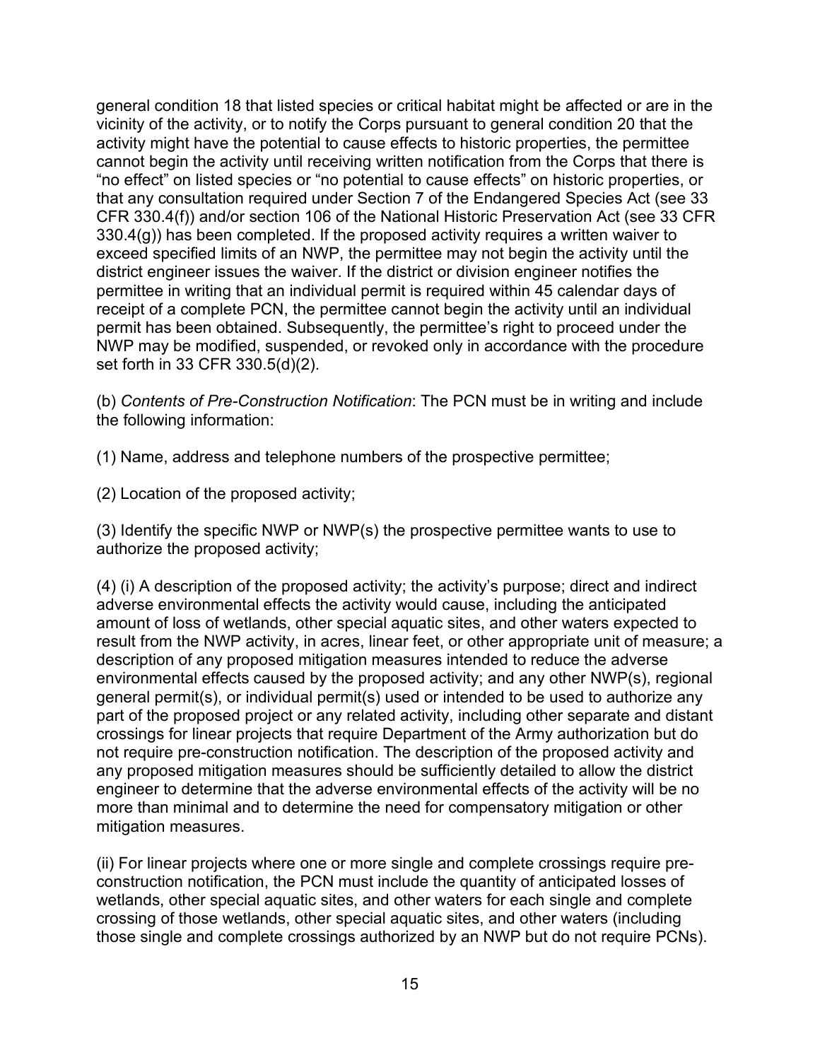general condition 18 that listed species or critical habitat might be affected or are in the vicinity of the activity, or to notify the Corps pursuant to general condition 20 that the activity might have the potential to cause effects to historic properties, the permittee cannot begin the activity until receiving written notification from the Corps that there is "no effect" on listed species or "no potential to cause effects" on historic properties, or that any consultation required under Section 7 of the Endangered Species Act (see 33 CFR 330.4(f)) and/or section 106 of the National Historic Preservation Act (see 33 CFR 330.4(g)) has been completed. If the proposed activity requires a written waiver to exceed specified limits of an NWP, the permittee may not begin the activity until the district engineer issues the waiver. If the district or division engineer notifies the permittee in writing that an individual permit is required within 45 calendar days of receipt of a complete PCN, the permittee cannot begin the activity until an individual permit has been obtained. Subsequently, the permittee's right to proceed under the NWP may be modified, suspended, or revoked only in accordance with the procedure set forth in 33 CFR 330.5(d)(2).

(b) *Contents of Pre-Construction Notification*: The PCN must be in writing and include the following information:

(1) Name, address and telephone numbers of the prospective permittee;

(2) Location of the proposed activity;

(3) Identify the specific NWP or NWP(s) the prospective permittee wants to use to authorize the proposed activity;

(4) (i) A description of the proposed activity; the activity's purpose; direct and indirect adverse environmental effects the activity would cause, including the anticipated amount of loss of wetlands, other special aquatic sites, and other waters expected to result from the NWP activity, in acres, linear feet, or other appropriate unit of measure; a description of any proposed mitigation measures intended to reduce the adverse environmental effects caused by the proposed activity; and any other NWP(s), regional general permit(s), or individual permit(s) used or intended to be used to authorize any part of the proposed project or any related activity, including other separate and distant crossings for linear projects that require Department of the Army authorization but do not require pre-construction notification. The description of the proposed activity and any proposed mitigation measures should be sufficiently detailed to allow the district engineer to determine that the adverse environmental effects of the activity will be no more than minimal and to determine the need for compensatory mitigation or other mitigation measures.

(ii) For linear projects where one or more single and complete crossings require pre-construction notification, the PCN must include the quantity of anticipated losses of wetlands, other special aquatic sites, and other waters for each single and complete crossing of those wetlands, other special aquatic sites, and other waters (including those single and complete crossings authorized by an NWP but do not require PCNs).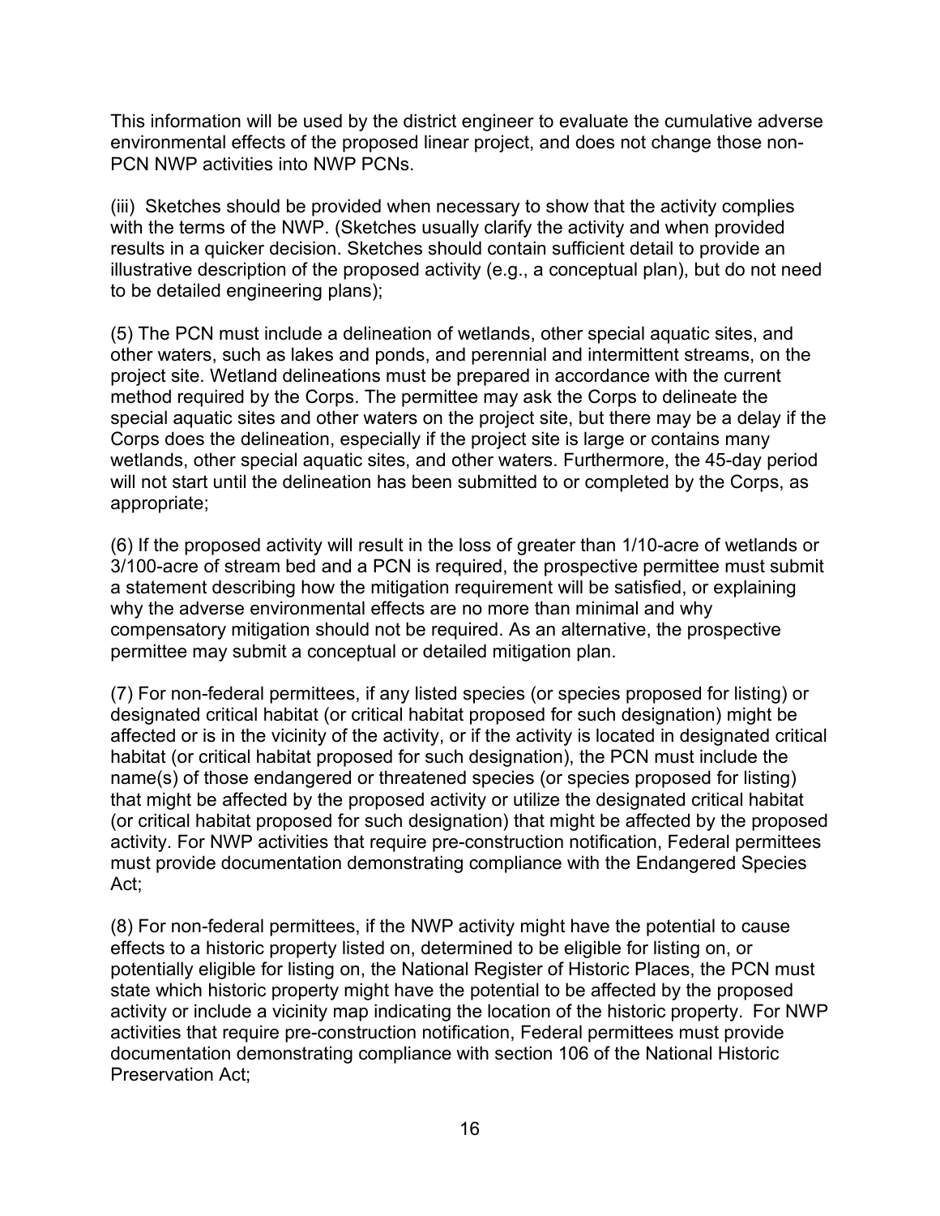This information will be used by the district engineer to evaluate the cumulative adverse environmental effects of the proposed linear project, and does not change those non-PCN NWP activities into NWP PCNs.

(iii) Sketches should be provided when necessary to show that the activity complies with the terms of the NWP. (Sketches usually clarify the activity and when provided results in a quicker decision. Sketches should contain sufficient detail to provide an illustrative description of the proposed activity (e.g., a conceptual plan), but do not need to be detailed engineering plans);

(5) The PCN must include a delineation of wetlands, other special aquatic sites, and other waters, such as lakes and ponds, and perennial and intermittent streams, on the project site. Wetland delineations must be prepared in accordance with the current method required by the Corps. The permittee may ask the Corps to delineate the special aquatic sites and other waters on the project site, but there may be a delay if the Corps does the delineation, especially if the project site is large or contains many wetlands, other special aquatic sites, and other waters. Furthermore, the 45-day period will not start until the delineation has been submitted to or completed by the Corps, as appropriate;

(6) If the proposed activity will result in the loss of greater than 1/10-acre of wetlands or 3/100-acre of stream bed and a PCN is required, the prospective permittee must submit a statement describing how the mitigation requirement will be satisfied, or explaining why the adverse environmental effects are no more than minimal and why compensatory mitigation should not be required. As an alternative, the prospective permittee may submit a conceptual or detailed mitigation plan.

(7) For non-federal permittees, if any listed species (or species proposed for listing) or designated critical habitat (or critical habitat proposed for such designation) might be affected or is in the vicinity of the activity, or if the activity is located in designated critical habitat (or critical habitat proposed for such designation), the PCN must include the name(s) of those endangered or threatened species (or species proposed for listing) that might be affected by the proposed activity or utilize the designated critical habitat (or critical habitat proposed for such designation) that might be affected by the proposed activity. For NWP activities that require pre-construction notification, Federal permittees must provide documentation demonstrating compliance with the Endangered Species Act;

(8) For non-federal permittees, if the NWP activity might have the potential to cause effects to a historic property listed on, determined to be eligible for listing on, or potentially eligible for listing on, the National Register of Historic Places, the PCN must state which historic property might have the potential to be affected by the proposed activity or include a vicinity map indicating the location of the historic property. For NWP activities that require pre-construction notification, Federal permittees must provide documentation demonstrating compliance with section 106 of the National Historic Preservation Act;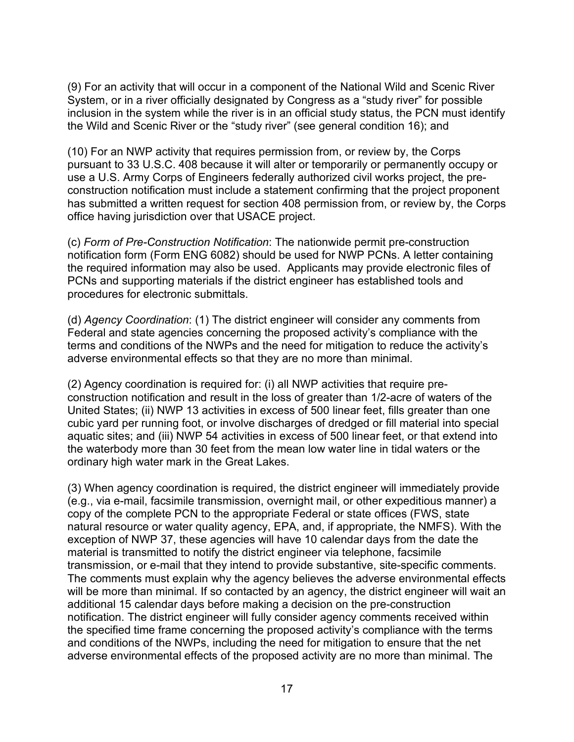(9) For an activity that will occur in a component of the National Wild and Scenic River System, or in a river officially designated by Congress as a "study river" for possible inclusion in the system while the river is in an official study status, the PCN must identify the Wild and Scenic River or the "study river" (see general condition 16); and

(10) For an NWP activity that requires permission from, or review by, the Corps pursuant to 33 U.S.C. 408 because it will alter or temporarily or permanently occupy or use a U.S. Army Corps of Engineers federally authorized civil works project, the pre-construction notification must include a statement confirming that the project proponent has submitted a written request for section 408 permission from, or review by, the Corps office having jurisdiction over that USACE project.

(c) *Form of Pre-Construction Notification*: The nationwide permit pre-construction notification form (Form ENG 6082) should be used for NWP PCNs. A letter containing the required information may also be used. Applicants may provide electronic files of PCNs and supporting materials if the district engineer has established tools and procedures for electronic submittals.

(d) *Agency Coordination*: (1) The district engineer will consider any comments from Federal and state agencies concerning the proposed activity's compliance with the terms and conditions of the NWPs and the need for mitigation to reduce the activity's adverse environmental effects so that they are no more than minimal.

(2) Agency coordination is required for: (i) all NWP activities that require pre-construction notification and result in the loss of greater than 1/2-acre of waters of the United States; (ii) NWP 13 activities in excess of 500 linear feet, fills greater than one cubic yard per running foot, or involve discharges of dredged or fill material into special aquatic sites; and (iii) NWP 54 activities in excess of 500 linear feet, or that extend into the waterbody more than 30 feet from the mean low water line in tidal waters or the ordinary high water mark in the Great Lakes.

(3) When agency coordination is required, the district engineer will immediately provide (e.g., via e-mail, facsimile transmission, overnight mail, or other expeditious manner) a copy of the complete PCN to the appropriate Federal or state offices (FWS, state natural resource or water quality agency, EPA, and, if appropriate, the NMFS). With the exception of NWP 37, these agencies will have 10 calendar days from the date the material is transmitted to notify the district engineer via telephone, facsimile transmission, or e-mail that they intend to provide substantive, site-specific comments. The comments must explain why the agency believes the adverse environmental effects will be more than minimal. If so contacted by an agency, the district engineer will wait an additional 15 calendar days before making a decision on the pre-construction notification. The district engineer will fully consider agency comments received within the specified time frame concerning the proposed activity's compliance with the terms and conditions of the NWPs, including the need for mitigation to ensure that the net adverse environmental effects of the proposed activity are no more than minimal. The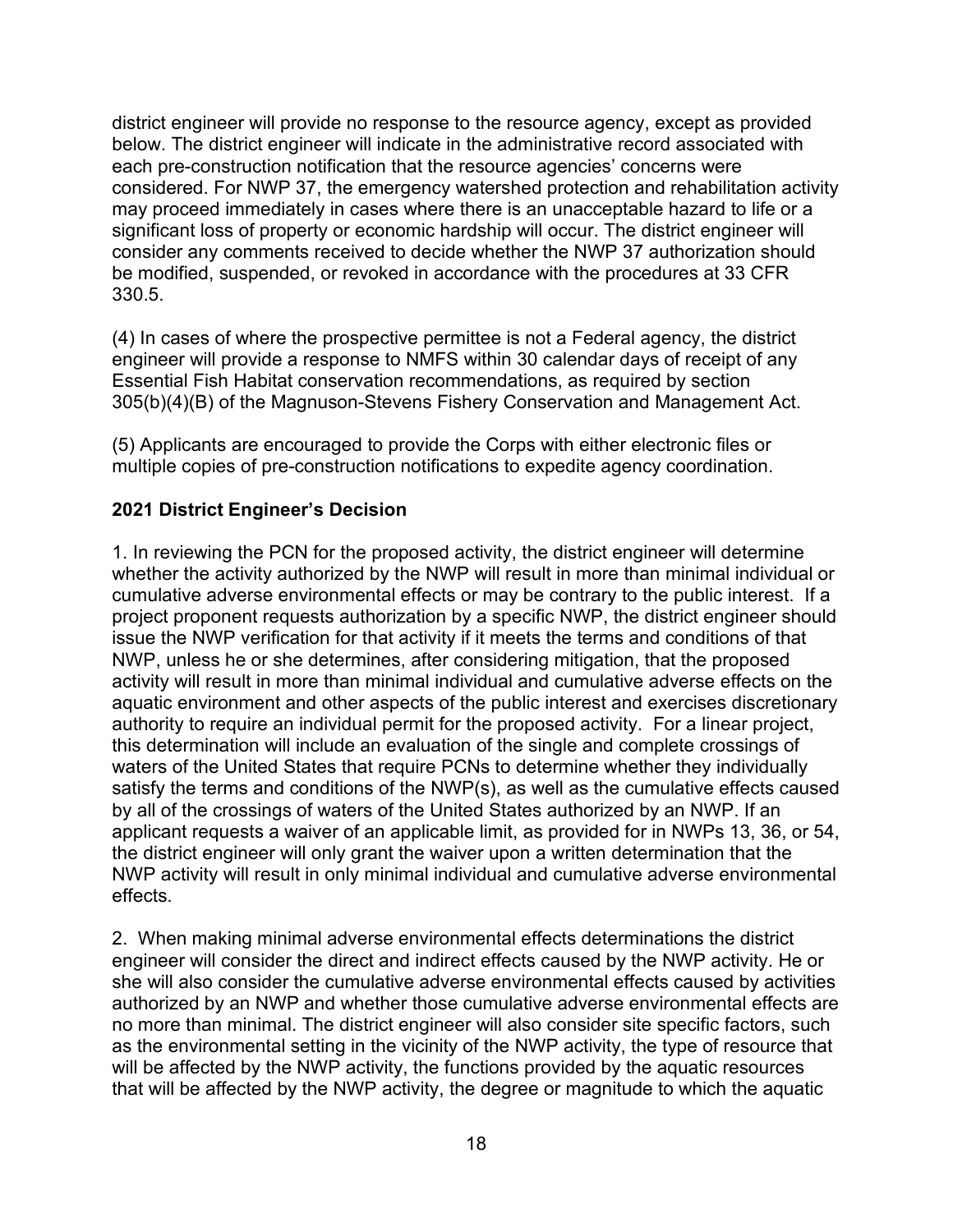district engineer will provide no response to the resource agency, except as provided below. The district engineer will indicate in the administrative record associated with each pre-construction notification that the resource agencies' concerns were considered. For NWP 37, the emergency watershed protection and rehabilitation activity may proceed immediately in cases where there is an unacceptable hazard to life or a significant loss of property or economic hardship will occur. The district engineer will consider any comments received to decide whether the NWP 37 authorization should be modified, suspended, or revoked in accordance with the procedures at 33 CFR 330.5.

(4) In cases of where the prospective permittee is not a Federal agency, the district engineer will provide a response to NMFS within 30 calendar days of receipt of any Essential Fish Habitat conservation recommendations, as required by section 305(b)(4)(B) of the Magnuson-Stevens Fishery Conservation and Management Act.

(5) Applicants are encouraged to provide the Corps with either electronic files or multiple copies of pre-construction notifications to expedite agency coordination.

**2021 District Engineer's Decision**

1. In reviewing the PCN for the proposed activity, the district engineer will determine whether the activity authorized by the NWP will result in more than minimal individual or cumulative adverse environmental effects or may be contrary to the public interest. If a project proponent requests authorization by a specific NWP, the district engineer should issue the NWP verification for that activity if it meets the terms and conditions of that NWP, unless he or she determines, after considering mitigation, that the proposed activity will result in more than minimal individual and cumulative adverse effects on the aquatic environment and other aspects of the public interest and exercises discretionary authority to require an individual permit for the proposed activity. For a linear project, this determination will include an evaluation of the single and complete crossings of waters of the United States that require PCNs to determine whether they individually satisfy the terms and conditions of the NWP(s), as well as the cumulative effects caused by all of the crossings of waters of the United States authorized by an NWP. If an applicant requests a waiver of an applicable limit, as provided for in NWPs 13, 36, or 54, the district engineer will only grant the waiver upon a written determination that the NWP activity will result in only minimal individual and cumulative adverse environmental effects.

2. When making minimal adverse environmental effects determinations the district engineer will consider the direct and indirect effects caused by the NWP activity. He or she will also consider the cumulative adverse environmental effects caused by activities authorized by an NWP and whether those cumulative adverse environmental effects are no more than minimal. The district engineer will also consider site specific factors, such as the environmental setting in the vicinity of the NWP activity, the type of resource that will be affected by the NWP activity, the functions provided by the aquatic resources that will be affected by the NWP activity, the degree or magnitude to which the aquatic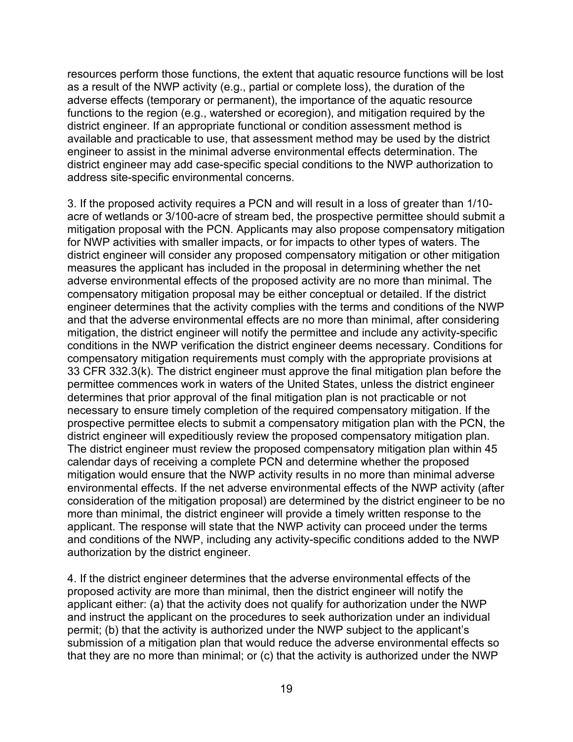resources perform those functions, the extent that aquatic resource functions will be lost as a result of the NWP activity (e.g., partial or complete loss), the duration of the adverse effects (temporary or permanent), the importance of the aquatic resource functions to the region (e.g., watershed or ecoregion), and mitigation required by the district engineer. If an appropriate functional or condition assessment method is available and practicable to use, that assessment method may be used by the district engineer to assist in the minimal adverse environmental effects determination. The district engineer may add case-specific special conditions to the NWP authorization to address site-specific environmental concerns.

3. If the proposed activity requires a PCN and will result in a loss of greater than 1/10-acre of wetlands or 3/100-acre of stream bed, the prospective permittee should submit a mitigation proposal with the PCN. Applicants may also propose compensatory mitigation for NWP activities with smaller impacts, or for impacts to other types of waters. The district engineer will consider any proposed compensatory mitigation or other mitigation measures the applicant has included in the proposal in determining whether the net adverse environmental effects of the proposed activity are no more than minimal. The compensatory mitigation proposal may be either conceptual or detailed. If the district engineer determines that the activity complies with the terms and conditions of the NWP and that the adverse environmental effects are no more than minimal, after considering mitigation, the district engineer will notify the permittee and include any activity-specific conditions in the NWP verification the district engineer deems necessary. Conditions for compensatory mitigation requirements must comply with the appropriate provisions at 33 CFR 332.3(k). The district engineer must approve the final mitigation plan before the permittee commences work in waters of the United States, unless the district engineer determines that prior approval of the final mitigation plan is not practicable or not necessary to ensure timely completion of the required compensatory mitigation. If the prospective permittee elects to submit a compensatory mitigation plan with the PCN, the district engineer will expeditiously review the proposed compensatory mitigation plan. The district engineer must review the proposed compensatory mitigation plan within 45 calendar days of receiving a complete PCN and determine whether the proposed mitigation would ensure that the NWP activity results in no more than minimal adverse environmental effects. If the net adverse environmental effects of the NWP activity (after consideration of the mitigation proposal) are determined by the district engineer to be no more than minimal, the district engineer will provide a timely written response to the applicant. The response will state that the NWP activity can proceed under the terms and conditions of the NWP, including any activity-specific conditions added to the NWP authorization by the district engineer.

4. If the district engineer determines that the adverse environmental effects of the proposed activity are more than minimal, then the district engineer will notify the applicant either: (a) that the activity does not qualify for authorization under the NWP and instruct the applicant on the procedures to seek authorization under an individual permit; (b) that the activity is authorized under the NWP subject to the applicant's submission of a mitigation plan that would reduce the adverse environmental effects so that they are no more than minimal; or (c) that the activity is authorized under the NWP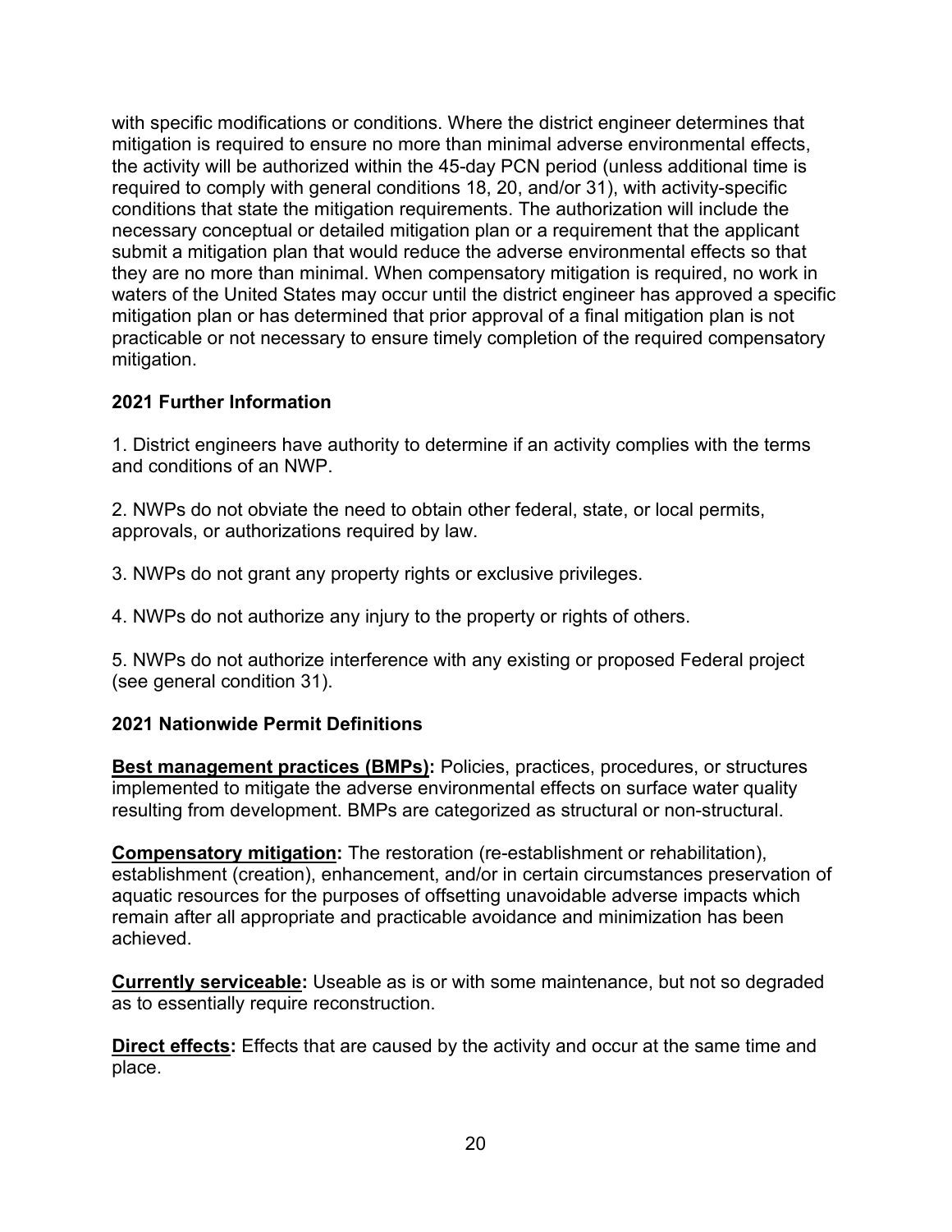with specific modifications or conditions. Where the district engineer determines that mitigation is required to ensure no more than minimal adverse environmental effects, the activity will be authorized within the 45-day PCN period (unless additional time is required to comply with general conditions 18, 20, and/or 31), with activity-specific conditions that state the mitigation requirements. The authorization will include the necessary conceptual or detailed mitigation plan or a requirement that the applicant submit a mitigation plan that would reduce the adverse environmental effects so that they are no more than minimal. When compensatory mitigation is required, no work in waters of the United States may occur until the district engineer has approved a specific mitigation plan or has determined that prior approval of a final mitigation plan is not practicable or not necessary to ensure timely completion of the required compensatory mitigation.

## 2021 Further Information

1. District engineers have authority to determine if an activity complies with the terms and conditions of an NWP.

2. NWPs do not obviate the need to obtain other federal, state, or local permits, approvals, or authorizations required by law.

3. NWPs do not grant any property rights or exclusive privileges.

4. NWPs do not authorize any injury to the property or rights of others.

5. NWPs do not authorize interference with any existing or proposed Federal project (see general condition 31).

## 2021 Nationwide Permit Definitions

**Best management practices (BMPs):** Policies, practices, procedures, or structures implemented to mitigate the adverse environmental effects on surface water quality resulting from development. BMPs are categorized as structural or non-structural.

**Compensatory mitigation:** The restoration (re-establishment or rehabilitation), establishment (creation), enhancement, and/or in certain circumstances preservation of aquatic resources for the purposes of offsetting unavoidable adverse impacts which remain after all appropriate and practicable avoidance and minimization has been achieved.

**Currently serviceable:** Useable as is or with some maintenance, but not so degraded as to essentially require reconstruction.

**Direct effects:** Effects that are caused by the activity and occur at the same time and place.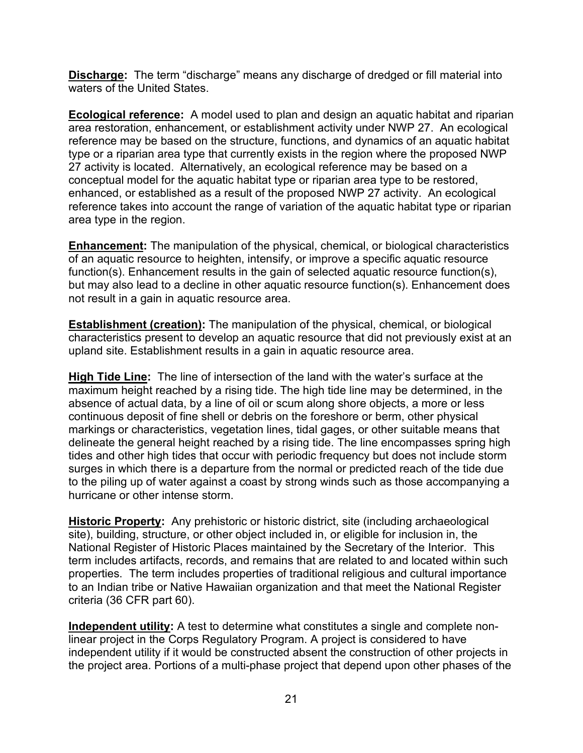**Discharge:** The term "discharge" means any discharge of dredged or fill material into waters of the United States.

**Ecological reference:** A model used to plan and design an aquatic habitat and riparian area restoration, enhancement, or establishment activity under NWP 27. An ecological reference may be based on the structure, functions, and dynamics of an aquatic habitat type or a riparian area type that currently exists in the region where the proposed NWP 27 activity is located. Alternatively, an ecological reference may be based on a conceptual model for the aquatic habitat type or riparian area type to be restored, enhanced, or established as a result of the proposed NWP 27 activity. An ecological reference takes into account the range of variation of the aquatic habitat type or riparian area type in the region.

**Enhancement:** The manipulation of the physical, chemical, or biological characteristics of an aquatic resource to heighten, intensify, or improve a specific aquatic resource function(s). Enhancement results in the gain of selected aquatic resource function(s), but may also lead to a decline in other aquatic resource function(s). Enhancement does not result in a gain in aquatic resource area.

**Establishment (creation):** The manipulation of the physical, chemical, or biological characteristics present to develop an aquatic resource that did not previously exist at an upland site. Establishment results in a gain in aquatic resource area.

**High Tide Line:** The line of intersection of the land with the water's surface at the maximum height reached by a rising tide. The high tide line may be determined, in the absence of actual data, by a line of oil or scum along shore objects, a more or less continuous deposit of fine shell or debris on the foreshore or berm, other physical markings or characteristics, vegetation lines, tidal gages, or other suitable means that delineate the general height reached by a rising tide. The line encompasses spring high tides and other high tides that occur with periodic frequency but does not include storm surges in which there is a departure from the normal or predicted reach of the tide due to the piling up of water against a coast by strong winds such as those accompanying a hurricane or other intense storm.

**Historic Property:** Any prehistoric or historic district, site (including archaeological site), building, structure, or other object included in, or eligible for inclusion in, the National Register of Historic Places maintained by the Secretary of the Interior. This term includes artifacts, records, and remains that are related to and located within such properties. The term includes properties of traditional religious and cultural importance to an Indian tribe or Native Hawaiian organization and that meet the National Register criteria (36 CFR part 60).

**Independent utility:** A test to determine what constitutes a single and complete non-linear project in the Corps Regulatory Program. A project is considered to have independent utility if it would be constructed absent the construction of other projects in the project area. Portions of a multi-phase project that depend upon other phases of the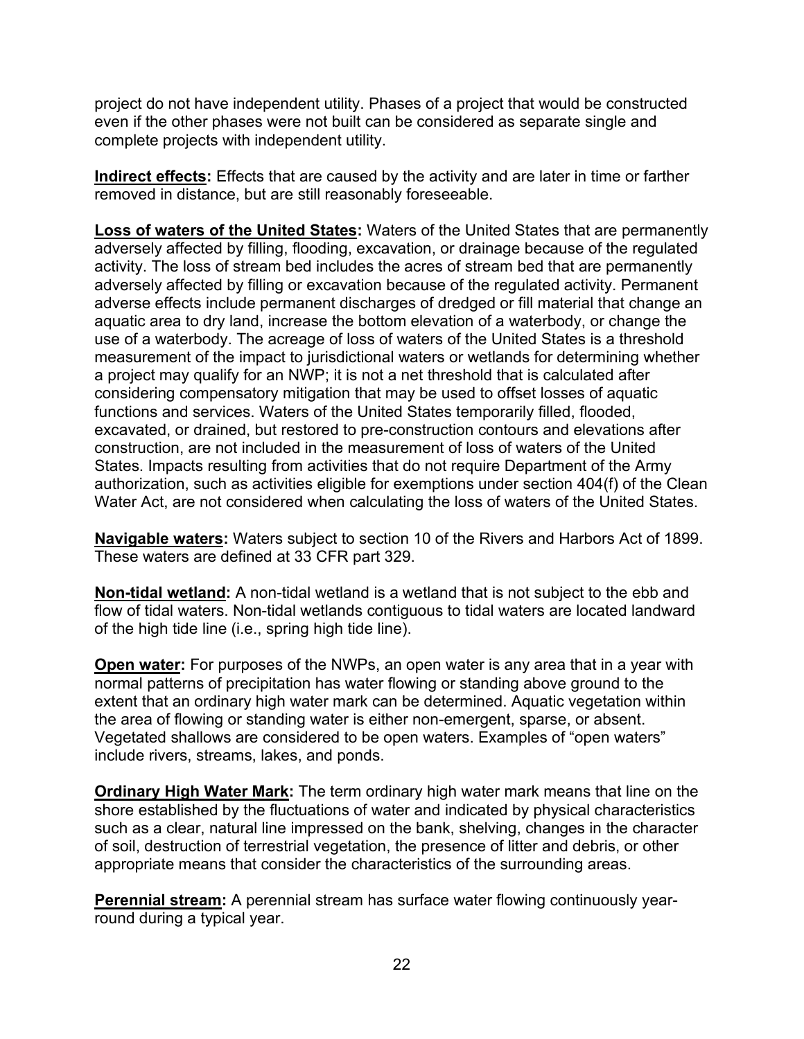project do not have independent utility. Phases of a project that would be constructed even if the other phases were not built can be considered as separate single and complete projects with independent utility.

**Indirect effects:** Effects that are caused by the activity and are later in time or farther removed in distance, but are still reasonably foreseeable.

**Loss of waters of the United States:** Waters of the United States that are permanently adversely affected by filling, flooding, excavation, or drainage because of the regulated activity. The loss of stream bed includes the acres of stream bed that are permanently adversely affected by filling or excavation because of the regulated activity. Permanent adverse effects include permanent discharges of dredged or fill material that change an aquatic area to dry land, increase the bottom elevation of a waterbody, or change the use of a waterbody. The acreage of loss of waters of the United States is a threshold measurement of the impact to jurisdictional waters or wetlands for determining whether a project may qualify for an NWP; it is not a net threshold that is calculated after considering compensatory mitigation that may be used to offset losses of aquatic functions and services. Waters of the United States temporarily filled, flooded, excavated, or drained, but restored to pre-construction contours and elevations after construction, are not included in the measurement of loss of waters of the United States. Impacts resulting from activities that do not require Department of the Army authorization, such as activities eligible for exemptions under section 404(f) of the Clean Water Act, are not considered when calculating the loss of waters of the United States.

**Navigable waters:** Waters subject to section 10 of the Rivers and Harbors Act of 1899. These waters are defined at 33 CFR part 329.

**Non-tidal wetland:** A non-tidal wetland is a wetland that is not subject to the ebb and flow of tidal waters. Non-tidal wetlands contiguous to tidal waters are located landward of the high tide line (i.e., spring high tide line).

**Open water:** For purposes of the NWPs, an open water is any area that in a year with normal patterns of precipitation has water flowing or standing above ground to the extent that an ordinary high water mark can be determined. Aquatic vegetation within the area of flowing or standing water is either non-emergent, sparse, or absent. Vegetated shallows are considered to be open waters. Examples of "open waters" include rivers, streams, lakes, and ponds.

**Ordinary High Water Mark:** The term ordinary high water mark means that line on the shore established by the fluctuations of water and indicated by physical characteristics such as a clear, natural line impressed on the bank, shelving, changes in the character of soil, destruction of terrestrial vegetation, the presence of litter and debris, or other appropriate means that consider the characteristics of the surrounding areas.

**Perennial stream:** A perennial stream has surface water flowing continuously year-round during a typical year.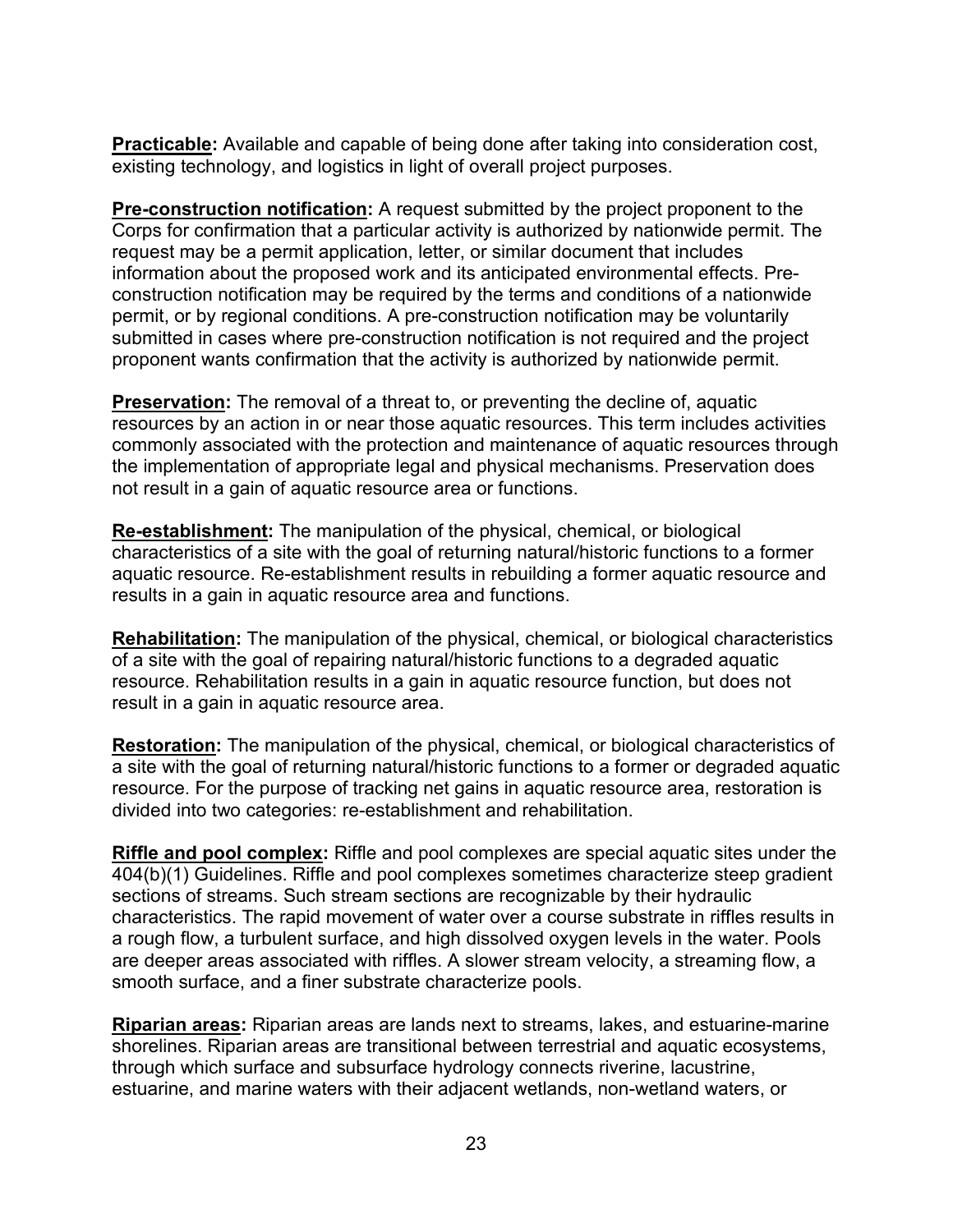**Practicable:** Available and capable of being done after taking into consideration cost, existing technology, and logistics in light of overall project purposes.

**Pre-construction notification:** A request submitted by the project proponent to the Corps for confirmation that a particular activity is authorized by nationwide permit. The request may be a permit application, letter, or similar document that includes information about the proposed work and its anticipated environmental effects. Pre-construction notification may be required by the terms and conditions of a nationwide permit, or by regional conditions. A pre-construction notification may be voluntarily submitted in cases where pre-construction notification is not required and the project proponent wants confirmation that the activity is authorized by nationwide permit.

**Preservation:** The removal of a threat to, or preventing the decline of, aquatic resources by an action in or near those aquatic resources. This term includes activities commonly associated with the protection and maintenance of aquatic resources through the implementation of appropriate legal and physical mechanisms. Preservation does not result in a gain of aquatic resource area or functions.

**Re-establishment:** The manipulation of the physical, chemical, or biological characteristics of a site with the goal of returning natural/historic functions to a former aquatic resource. Re-establishment results in rebuilding a former aquatic resource and results in a gain in aquatic resource area and functions.

**Rehabilitation:** The manipulation of the physical, chemical, or biological characteristics of a site with the goal of repairing natural/historic functions to a degraded aquatic resource. Rehabilitation results in a gain in aquatic resource function, but does not result in a gain in aquatic resource area.

**Restoration:** The manipulation of the physical, chemical, or biological characteristics of a site with the goal of returning natural/historic functions to a former or degraded aquatic resource. For the purpose of tracking net gains in aquatic resource area, restoration is divided into two categories: re-establishment and rehabilitation.

**Riffle and pool complex:** Riffle and pool complexes are special aquatic sites under the 404(b)(1) Guidelines. Riffle and pool complexes sometimes characterize steep gradient sections of streams. Such stream sections are recognizable by their hydraulic characteristics. The rapid movement of water over a course substrate in riffles results in a rough flow, a turbulent surface, and high dissolved oxygen levels in the water. Pools are deeper areas associated with riffles. A slower stream velocity, a streaming flow, a smooth surface, and a finer substrate characterize pools.

**Riparian areas:** Riparian areas are lands next to streams, lakes, and estuarine-marine shorelines. Riparian areas are transitional between terrestrial and aquatic ecosystems, through which surface and subsurface hydrology connects riverine, lacustrine, estuarine, and marine waters with their adjacent wetlands, non-wetland waters, or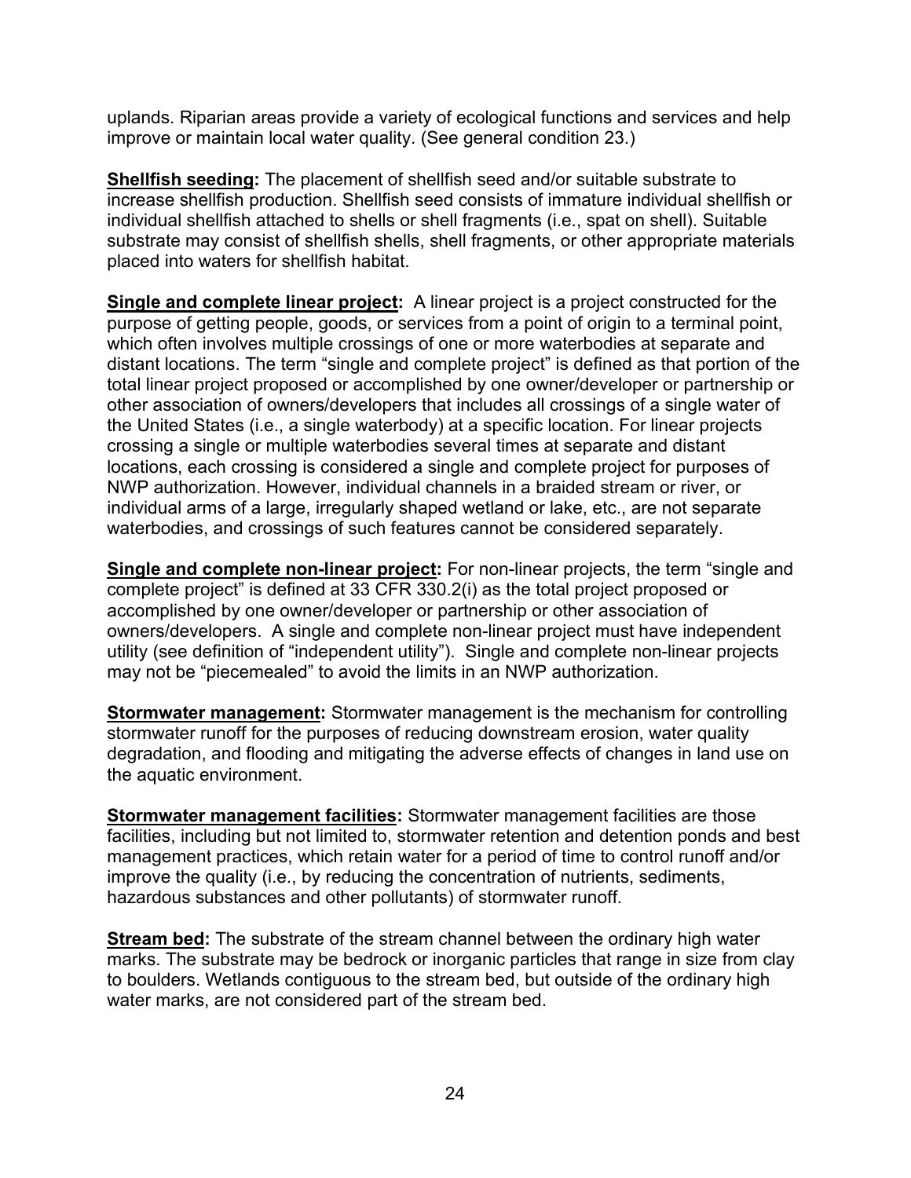uplands. Riparian areas provide a variety of ecological functions and services and help improve or maintain local water quality. (See general condition 23.)

**<u>Shellfish seeding</u>:** The placement of shellfish seed and/or suitable substrate to increase shellfish production. Shellfish seed consists of immature individual shellfish or individual shellfish attached to shells or shell fragments (i.e., spat on shell). Suitable substrate may consist of shellfish shells, shell fragments, or other appropriate materials placed into waters for shellfish habitat.

**<u>Single and complete linear project</u>:** A linear project is a project constructed for the purpose of getting people, goods, or services from a point of origin to a terminal point, which often involves multiple crossings of one or more waterbodies at separate and distant locations. The term "single and complete project" is defined as that portion of the total linear project proposed or accomplished by one owner/developer or partnership or other association of owners/developers that includes all crossings of a single water of the United States (i.e., a single waterbody) at a specific location. For linear projects crossing a single or multiple waterbodies several times at separate and distant locations, each crossing is considered a single and complete project for purposes of NWP authorization. However, individual channels in a braided stream or river, or individual arms of a large, irregularly shaped wetland or lake, etc., are not separate waterbodies, and crossings of such features cannot be considered separately.

**<u>Single and complete non-linear project</u>:** For non-linear projects, the term "single and complete project" is defined at 33 CFR 330.2(i) as the total project proposed or accomplished by one owner/developer or partnership or other association of owners/developers. A single and complete non-linear project must have independent utility (see definition of "independent utility"). Single and complete non-linear projects may not be "piecemealed" to avoid the limits in an NWP authorization.

**<u>Stormwater management</u>:** Stormwater management is the mechanism for controlling stormwater runoff for the purposes of reducing downstream erosion, water quality degradation, and flooding and mitigating the adverse effects of changes in land use on the aquatic environment.

**<u>Stormwater management facilities</u>:** Stormwater management facilities are those facilities, including but not limited to, stormwater retention and detention ponds and best management practices, which retain water for a period of time to control runoff and/or improve the quality (i.e., by reducing the concentration of nutrients, sediments, hazardous substances and other pollutants) of stormwater runoff.

**<u>Stream bed</u>:** The substrate of the stream channel between the ordinary high water marks. The substrate may be bedrock or inorganic particles that range in size from clay to boulders. Wetlands contiguous to the stream bed, but outside of the ordinary high water marks, are not considered part of the stream bed.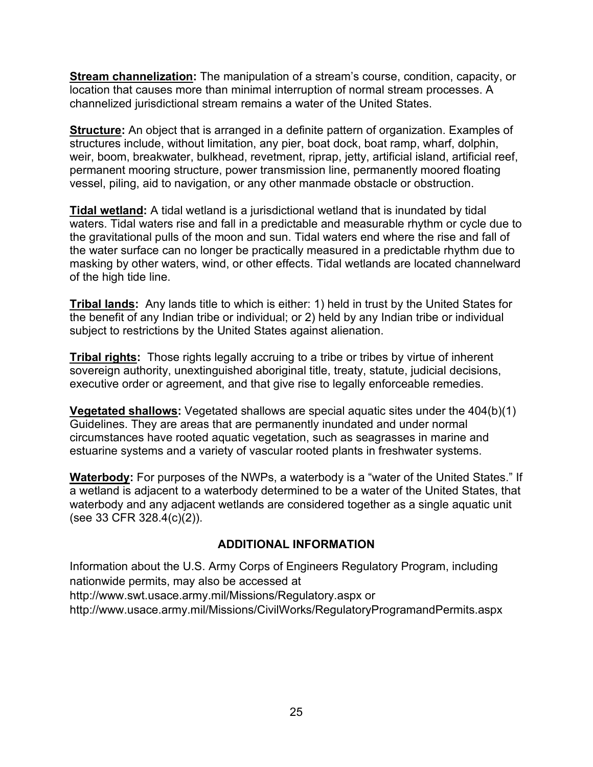**Stream channelization:** The manipulation of a stream's course, condition, capacity, or location that causes more than minimal interruption of normal stream processes. A channelized jurisdictional stream remains a water of the United States.

**Structure:** An object that is arranged in a definite pattern of organization. Examples of structures include, without limitation, any pier, boat dock, boat ramp, wharf, dolphin, weir, boom, breakwater, bulkhead, revetment, riprap, jetty, artificial island, artificial reef, permanent mooring structure, power transmission line, permanently moored floating vessel, piling, aid to navigation, or any other manmade obstacle or obstruction.

**Tidal wetland:** A tidal wetland is a jurisdictional wetland that is inundated by tidal waters. Tidal waters rise and fall in a predictable and measurable rhythm or cycle due to the gravitational pulls of the moon and sun. Tidal waters end where the rise and fall of the water surface can no longer be practically measured in a predictable rhythm due to masking by other waters, wind, or other effects. Tidal wetlands are located channelward of the high tide line.

**Tribal lands:** Any lands title to which is either: 1) held in trust by the United States for the benefit of any Indian tribe or individual; or 2) held by any Indian tribe or individual subject to restrictions by the United States against alienation.

**Tribal rights:** Those rights legally accruing to a tribe or tribes by virtue of inherent sovereign authority, unextinguished aboriginal title, treaty, statute, judicial decisions, executive order or agreement, and that give rise to legally enforceable remedies.

**Vegetated shallows:** Vegetated shallows are special aquatic sites under the 404(b)(1) Guidelines. They are areas that are permanently inundated and under normal circumstances have rooted aquatic vegetation, such as seagrasses in marine and estuarine systems and a variety of vascular rooted plants in freshwater systems.

**Waterbody:** For purposes of the NWPs, a waterbody is a "water of the United States." If a wetland is adjacent to a waterbody determined to be a water of the United States, that waterbody and any adjacent wetlands are considered together as a single aquatic unit (see 33 CFR 328.4(c)(2)).

## ADDITIONAL INFORMATION

Information about the U.S. Army Corps of Engineers Regulatory Program, including nationwide permits, may also be accessed at
http://www.swt.usace.army.mil/Missions/Regulatory.aspx or
http://www.usace.army.mil/Missions/CivilWorks/RegulatoryProgramandPermits.aspx